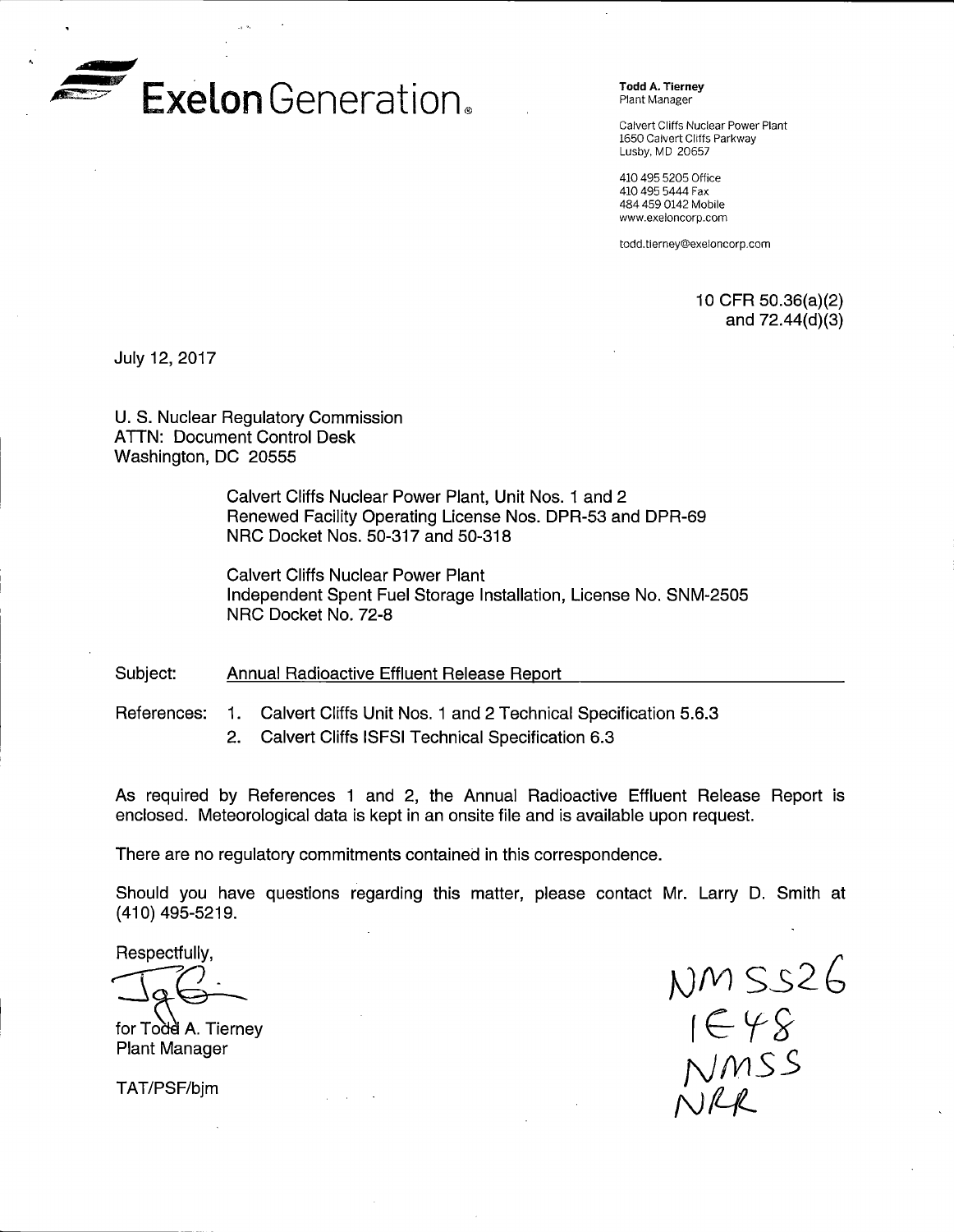# Exelon Generation.

**Todd A. Tierney**
Plant Manager

Calvert Cliffs Nuclear Power Plant
1650 Calvert Cliffs Parkway
Lusby, MD 20657

410 495 5205 Office
410 495 5444 Fax
484 459 0142 Mobile
www.exeloncorp.com

todd.tierney@exeloncorp.com

10 CFR 50.36(a)(2)
and 72.44(d)(3)

July 12, 2017

U. S. Nuclear Regulatory Commission
ATTN: Document Control Desk
Washington, DC 20555

Calvert Cliffs Nuclear Power Plant, Unit Nos. 1 and 2
Renewed Facility Operating License Nos. DPR-53 and DPR-69
NRC Docket Nos. 50-317 and 50-318

Calvert Cliffs Nuclear Power Plant
Independent Spent Fuel Storage Installation, License No. SNM-2505
NRC Docket No. 72-8

Subject: Annual Radioactive Effluent Release Report

References:
1. Calvert Cliffs Unit Nos. 1 and 2 Technical Specification 5.6.3
2. Calvert Cliffs ISFSI Technical Specification 6.3

As required by References 1 and 2, the Annual Radioactive Effluent Release Report is enclosed. Meteorological data is kept in an onsite file and is available upon request.

There are no regulatory commitments contained in this correspondence.

Should you have questions regarding this matter, please contact Mr. Larry D. Smith at (410) 495-5219.

Respectfully,

for Todd A. Tierney
Plant Manager

TAT/PSF/bjm

NMSS26
IE48
NMSS
NRR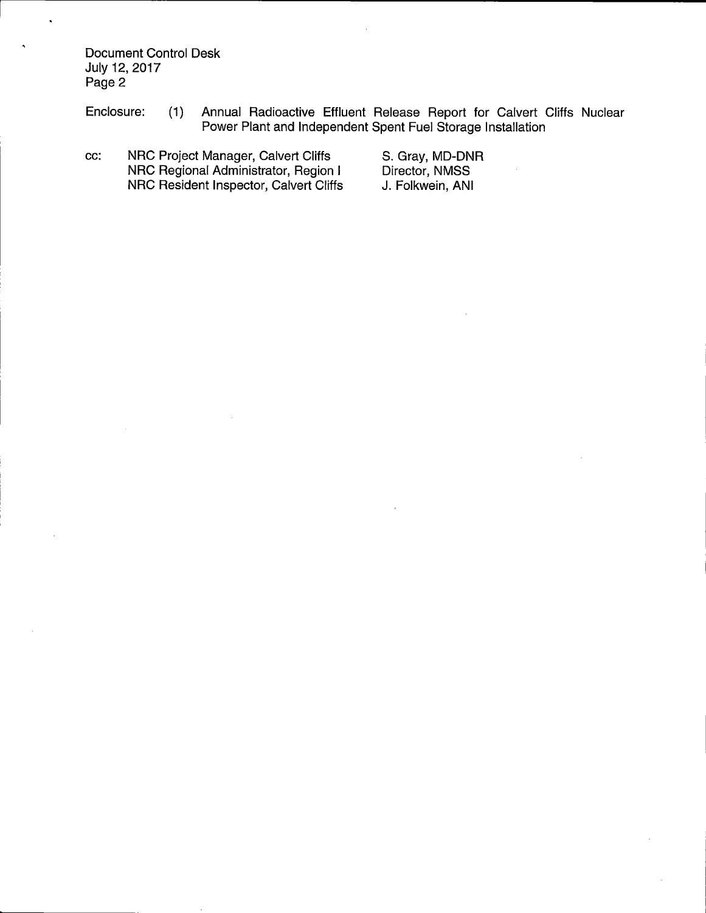Document Control Desk
July 12, 2017
Page 2

Enclosure: (1) Annual Radioactive Effluent Release Report for Calvert Cliffs Nuclear Power Plant and Independent Spent Fuel Storage Installation

cc:

| | |
|---|---|
| NRC Project Manager, Calvert Cliffs | S. Gray, MD-DNR |
| NRC Regional Administrator, Region I | Director, NMSS |
| NRC Resident Inspector, Calvert Cliffs | J. Folkwein, ANI |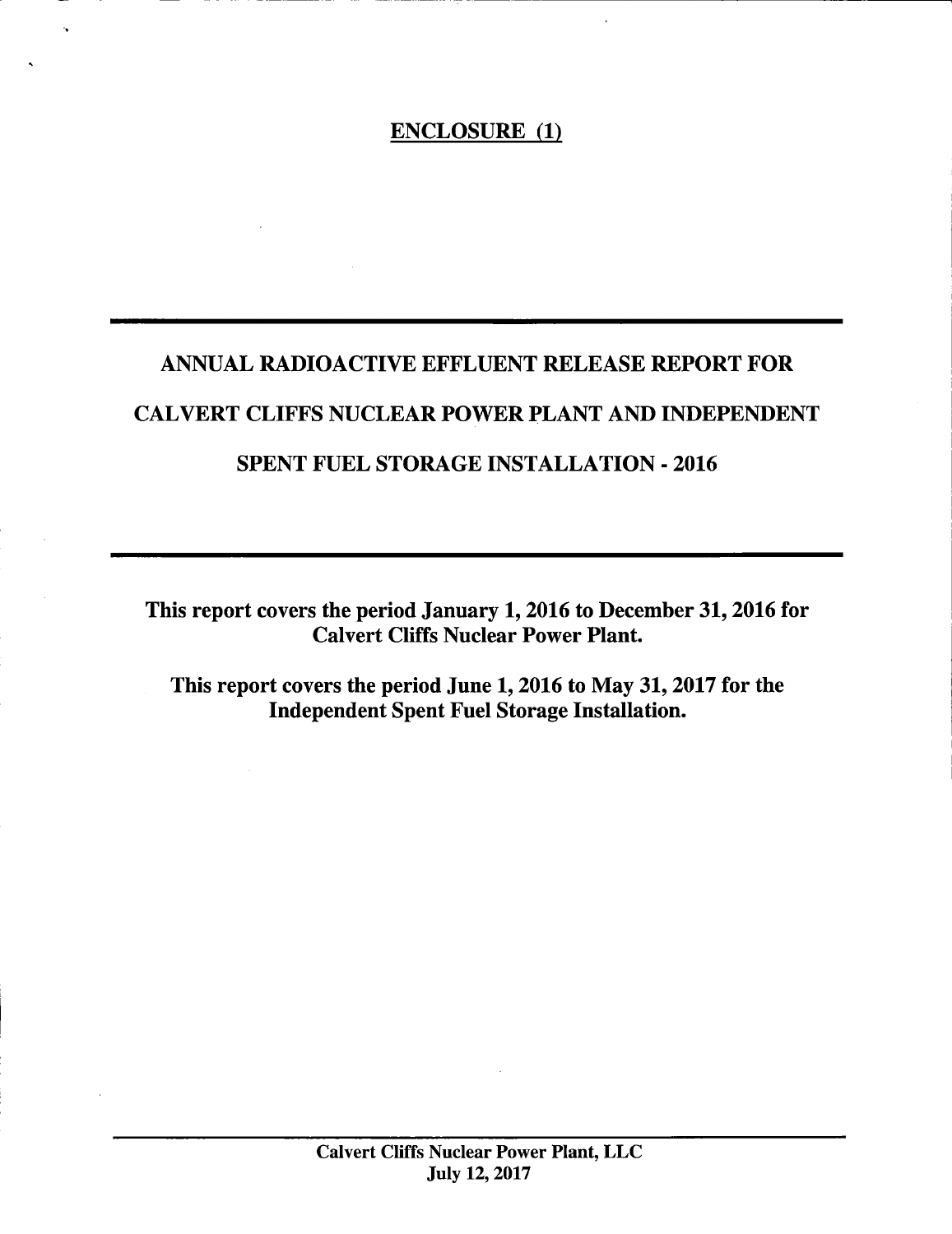**ENCLOSURE (1)**

# ANNUAL RADIOACTIVE EFFLUENT RELEASE REPORT FOR CALVERT CLIFFS NUCLEAR POWER PLANT AND INDEPENDENT SPENT FUEL STORAGE INSTALLATION - 2016

**This report covers the period January 1, 2016 to December 31, 2016 for Calvert Cliffs Nuclear Power Plant.**

**This report covers the period June 1, 2016 to May 31, 2017 for the Independent Spent Fuel Storage Installation.**

**Calvert Cliffs Nuclear Power Plant, LLC**
**July 12, 2017**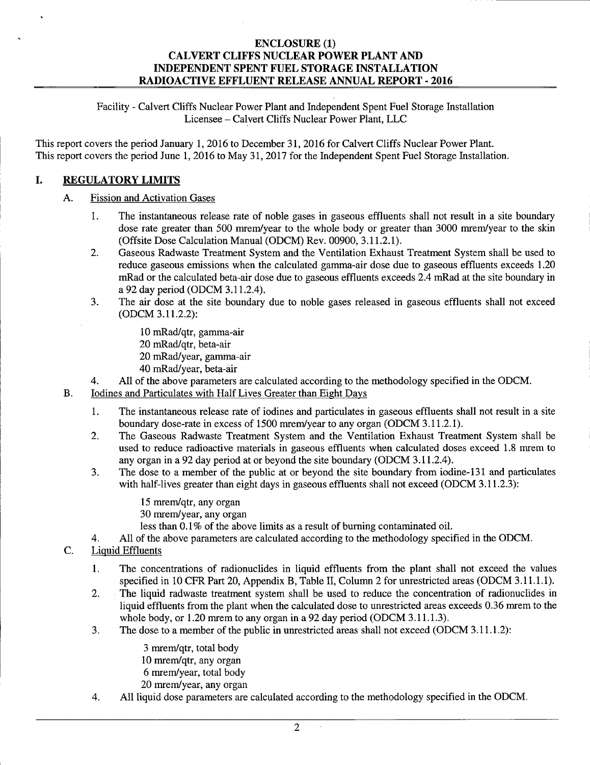# ENCLOSURE (1)
# CALVERT CLIFFS NUCLEAR POWER PLANT AND INDEPENDENT SPENT FUEL STORAGE INSTALLATION RADIOACTIVE EFFLUENT RELEASE ANNUAL REPORT - 2016

Facility - Calvert Cliffs Nuclear Power Plant and Independent Spent Fuel Storage Installation
Licensee – Calvert Cliffs Nuclear Power Plant, LLC

This report covers the period January 1, 2016 to December 31, 2016 for Calvert Cliffs Nuclear Power Plant.
This report covers the period June 1, 2016 to May 31, 2017 for the Independent Spent Fuel Storage Installation.

## I. REGULATORY LIMITS

### A. Fission and Activation Gases

1. The instantaneous release rate of noble gases in gaseous effluents shall not result in a site boundary dose rate greater than 500 mrem/year to the whole body or greater than 3000 mrem/year to the skin (Offsite Dose Calculation Manual (ODCM) Rev. 00900, 3.11.2.1).
2. Gaseous Radwaste Treatment System and the Ventilation Exhaust Treatment System shall be used to reduce gaseous emissions when the calculated gamma-air dose due to gaseous effluents exceeds 1.20 mRad or the calculated beta-air dose due to gaseous effluents exceeds 2.4 mRad at the site boundary in a 92 day period (ODCM 3.11.2.4).
3. The air dose at the site boundary due to noble gases released in gaseous effluents shall not exceed (ODCM 3.11.2.2):

   10 mRad/qtr, gamma-air
   20 mRad/qtr, beta-air
   20 mRad/year, gamma-air
   40 mRad/year, beta-air

4. All of the above parameters are calculated according to the methodology specified in the ODCM.

### B. Iodines and Particulates with Half Lives Greater than Eight Days

1. The instantaneous release rate of iodines and particulates in gaseous effluents shall not result in a site boundary dose-rate in excess of 1500 mrem/year to any organ (ODCM 3.11.2.1).
2. The Gaseous Radwaste Treatment System and the Ventilation Exhaust Treatment System shall be used to reduce radioactive materials in gaseous effluents when calculated doses exceed 1.8 mrem to any organ in a 92 day period at or beyond the site boundary (ODCM 3.11.2.4).
3. The dose to a member of the public at or beyond the site boundary from iodine-131 and particulates with half-lives greater than eight days in gaseous effluents shall not exceed (ODCM 3.11.2.3):

   15 mrem/qtr, any organ
   30 mrem/year, any organ
   less than 0.1% of the above limits as a result of burning contaminated oil.

4. All of the above parameters are calculated according to the methodology specified in the ODCM.

### C. Liquid Effluents

1. The concentrations of radionuclides in liquid effluents from the plant shall not exceed the values specified in 10 CFR Part 20, Appendix B, Table II, Column 2 for unrestricted areas (ODCM 3.11.1.1).
2. The liquid radwaste treatment system shall be used to reduce the concentration of radionuclides in liquid effluents from the plant when the calculated dose to unrestricted areas exceeds 0.36 mrem to the whole body, or 1.20 mrem to any organ in a 92 day period (ODCM 3.11.1.3).
3. The dose to a member of the public in unrestricted areas shall not exceed (ODCM 3.11.1.2):

   3 mrem/qtr, total body
   10 mrem/qtr, any organ
   6 mrem/year, total body
   20 mrem/year, any organ

4. All liquid dose parameters are calculated according to the methodology specified in the ODCM.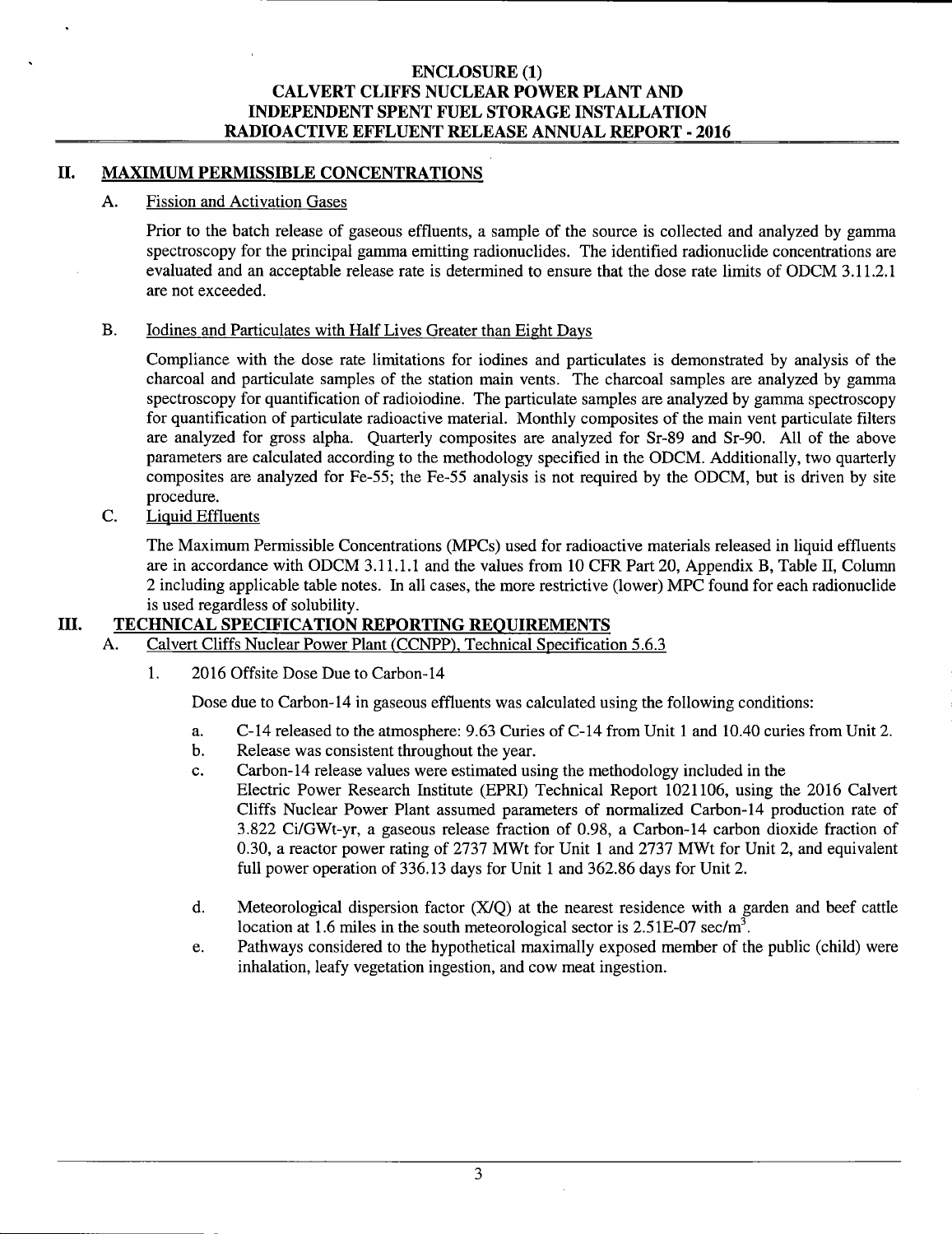# ENCLOSURE (1)
# CALVERT CLIFFS NUCLEAR POWER PLANT AND INDEPENDENT SPENT FUEL STORAGE INSTALLATION RADIOACTIVE EFFLUENT RELEASE ANNUAL REPORT - 2016

## II. MAXIMUM PERMISSIBLE CONCENTRATIONS

### A. Fission and Activation Gases

Prior to the batch release of gaseous effluents, a sample of the source is collected and analyzed by gamma spectroscopy for the principal gamma emitting radionuclides. The identified radionuclide concentrations are evaluated and an acceptable release rate is determined to ensure that the dose rate limits of ODCM 3.11.2.1 are not exceeded.

### B. Iodines and Particulates with Half Lives Greater than Eight Days

Compliance with the dose rate limitations for iodines and particulates is demonstrated by analysis of the charcoal and particulate samples of the station main vents. The charcoal samples are analyzed by gamma spectroscopy for quantification of radioiodine. The particulate samples are analyzed by gamma spectroscopy for quantification of particulate radioactive material. Monthly composites of the main vent particulate filters are analyzed for gross alpha. Quarterly composites are analyzed for Sr-89 and Sr-90. All of the above parameters are calculated according to the methodology specified in the ODCM. Additionally, two quarterly composites are analyzed for Fe-55; the Fe-55 analysis is not required by the ODCM, but is driven by site procedure.

### C. Liquid Effluents

The Maximum Permissible Concentrations (MPCs) used for radioactive materials released in liquid effluents are in accordance with ODCM 3.11.1.1 and the values from 10 CFR Part 20, Appendix B, Table II, Column 2 including applicable table notes. In all cases, the more restrictive (lower) MPC found for each radionuclide is used regardless of solubility.

## III. TECHNICAL SPECIFICATION REPORTING REQUIREMENTS

### A. Calvert Cliffs Nuclear Power Plant (CCNPP), Technical Specification 5.6.3

1. 2016 Offsite Dose Due to Carbon-14

   Dose due to Carbon-14 in gaseous effluents was calculated using the following conditions:

   a. C-14 released to the atmosphere: 9.63 Curies of C-14 from Unit 1 and 10.40 curies from Unit 2.

   b. Release was consistent throughout the year.

   c. Carbon-14 release values were estimated using the methodology included in the Electric Power Research Institute (EPRI) Technical Report 1021106, using the 2016 Calvert Cliffs Nuclear Power Plant assumed parameters of normalized Carbon-14 production rate of 3.822 Ci/GWt-yr, a gaseous release fraction of 0.98, a Carbon-14 carbon dioxide fraction of 0.30, a reactor power rating of 2737 MWt for Unit 1 and 2737 MWt for Unit 2, and equivalent full power operation of 336.13 days for Unit 1 and 362.86 days for Unit 2.

   d. Meteorological dispersion factor (X/Q) at the nearest residence with a garden and beef cattle location at 1.6 miles in the south meteorological sector is 2.51E-07 sec/$m^3$.

   e. Pathways considered to the hypothetical maximally exposed member of the public (child) were inhalation, leafy vegetation ingestion, and cow meat ingestion.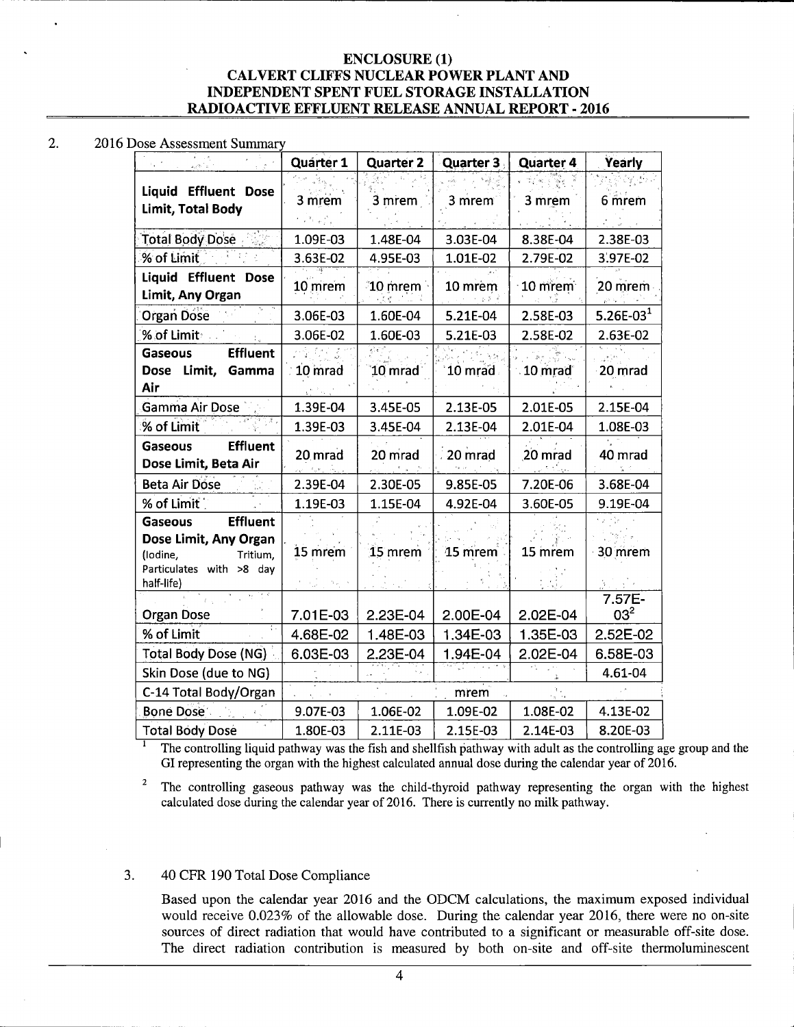ENCLOSURE (1)
CALVERT CLIFFS NUCLEAR POWER PLANT AND
INDEPENDENT SPENT FUEL STORAGE INSTALLATION
RADIOACTIVE EFFLUENT RELEASE ANNUAL REPORT - 2016

2. 2016 Dose Assessment Summary

| | Quarter 1 | Quarter 2 | Quarter 3 | Quarter 4 | Yearly |
|---|---|---|---|---|---|
| **Liquid Effluent Dose Limit, Total Body** | 3 mrem | 3 mrem | 3 mrem | 3 mrem | 6 mrem |
| Total Body Dose | 1.09E-03 | 1.48E-04 | 3.03E-04 | 8.38E-04 | 2.38E-03 |
| % of Limit | 3.63E-02 | 4.95E-03 | 1.01E-02 | 2.79E-02 | 3.97E-02 |
| **Liquid Effluent Dose Limit, Any Organ** | 10 mrem | 10 mrem | 10 mrem | 10 mrem | 20 mrem |
| Organ Dose | 3.06E-03 | 1.60E-04 | 5.21E-04 | 2.58E-03 | 5.26E-03[1] |
| % of Limit | 3.06E-02 | 1.60E-03 | 5.21E-03 | 2.58E-02 | 2.63E-02 |
| **Gaseous Effluent Dose Limit, Gamma Air** | 10 mrad | 10 mrad | 10 mrad | 10 mrad | 20 mrad |
| Gamma Air Dose | 1.39E-04 | 3.45E-05 | 2.13E-05 | 2.01E-05 | 2.15E-04 |
| % of Limit | 1.39E-03 | 3.45E-04 | 2.13E-04 | 2.01E-04 | 1.08E-03 |
| **Gaseous Effluent Dose Limit, Beta Air** | 20 mrad | 20 mrad | 20 mrad | 20 mrad | 40 mrad |
| Beta Air Dose | 2.39E-04 | 2.30E-05 | 9.85E-05 | 7.20E-06 | 3.68E-04 |
| % of Limit | 1.19E-03 | 1.15E-04 | 4.92E-04 | 3.60E-05 | 9.19E-04 |
| **Gaseous Effluent Dose Limit, Any Organ** (Iodine, Tritium, Particulates with >8 day half-life) | 15 mrem | 15 mrem | 15 mrem | 15 mrem | 30 mrem |
| Organ Dose | 7.01E-03 | 2.23E-04 | 2.00E-04 | 2.02E-04 | 7.57E-03[2] |
| % of Limit | 4.68E-02 | 1.48E-03 | 1.34E-03 | 1.35E-03 | 2.52E-02 |
| Total Body Dose (NG) | 6.03E-03 | 2.23E-04 | 1.94E-04 | 2.02E-04 | 6.58E-03 |
| Skin Dose (due to NG) | | | | | 4.61-04 |
| C-14 Total Body/Organ | | | mrem | | |
| Bone Dose | 9.07E-03 | 1.06E-02 | 1.09E-02 | 1.08E-02 | 4.13E-02 |
| Total Body Dose | 1.80E-03 | 2.11E-03 | 2.15E-03 | 2.14E-03 | 8.20E-03 |

[1] The controlling liquid pathway was the fish and shellfish pathway with adult as the controlling age group and the GI representing the organ with the highest calculated annual dose during the calendar year of 2016.

[2] The controlling gaseous pathway was the child-thyroid pathway representing the organ with the highest calculated dose during the calendar year of 2016. There is currently no milk pathway.

3. 40 CFR 190 Total Dose Compliance

Based upon the calendar year 2016 and the ODCM calculations, the maximum exposed individual would receive 0.023% of the allowable dose. During the calendar year 2016, there were no on-site sources of direct radiation that would have contributed to a significant or measurable off-site dose. The direct radiation contribution is measured by both on-site and off-site thermoluminescent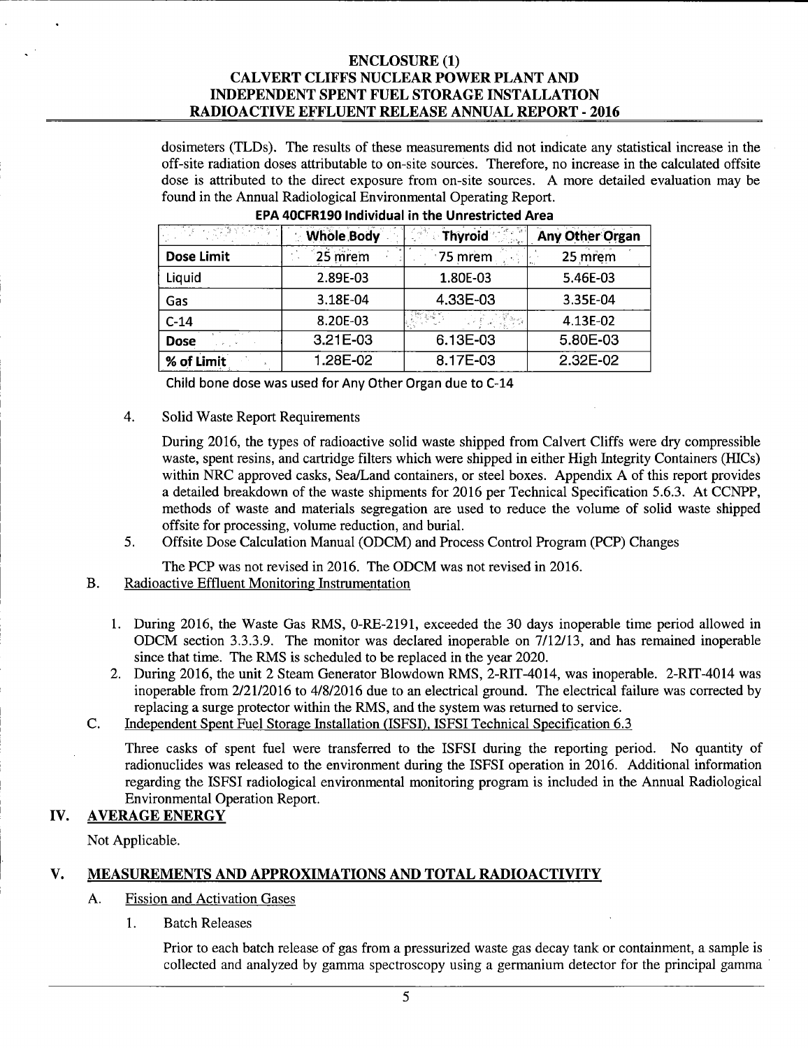dosimeters (TLDs). The results of these measurements did not indicate any statistical increase in the off-site radiation doses attributable to on-site sources. Therefore, no increase in the calculated offsite dose is attributed to the direct exposure from on-site sources. A more detailed evaluation may be found in the Annual Radiological Environmental Operating Report.

**EPA 40CFR190 Individual in the Unrestricted Area**

| | Whole Body | Thyroid | Any Other Organ |
|---|---|---|---|
| **Dose Limit** | 25 mrem | 75 mrem | 25 mrem |
| Liquid | 2.89E-03 | 1.80E-03 | 5.46E-03 |
| Gas | 3.18E-04 | 4.33E-03 | 3.35E-04 |
| C-14 | 8.20E-03 | | 4.13E-02 |
| **Dose** | 3.21E-03 | 6.13E-03 | 5.80E-03 |
| **% of Limit** | 1.28E-02 | 8.17E-03 | 2.32E-02 |

Child bone dose was used for Any Other Organ due to C-14

4. Solid Waste Report Requirements

   During 2016, the types of radioactive solid waste shipped from Calvert Cliffs were dry compressible waste, spent resins, and cartridge filters which were shipped in either High Integrity Containers (HICs) within NRC approved casks, Sea/Land containers, or steel boxes. Appendix A of this report provides a detailed breakdown of the waste shipments for 2016 per Technical Specification 5.6.3. At CCNPP, methods of waste and materials segregation are used to reduce the volume of solid waste shipped offsite for processing, volume reduction, and burial.

5. Offsite Dose Calculation Manual (ODCM) and Process Control Program (PCP) Changes

   The PCP was not revised in 2016. The ODCM was not revised in 2016.

B. Radioactive Effluent Monitoring Instrumentation

1. During 2016, the Waste Gas RMS, 0-RE-2191, exceeded the 30 days inoperable time period allowed in ODCM section 3.3.3.9. The monitor was declared inoperable on 7/12/13, and has remained inoperable since that time. The RMS is scheduled to be replaced in the year 2020.
2. During 2016, the unit 2 Steam Generator Blowdown RMS, 2-RIT-4014, was inoperable. 2-RIT-4014 was inoperable from 2/21/2016 to 4/8/2016 due to an electrical ground. The electrical failure was corrected by replacing a surge protector within the RMS, and the system was returned to service.

C. Independent Spent Fuel Storage Installation (ISFSI), ISFSI Technical Specification 6.3

Three casks of spent fuel were transferred to the ISFSI during the reporting period. No quantity of radionuclides was released to the environment during the ISFSI operation in 2016. Additional information regarding the ISFSI radiological environmental monitoring program is included in the Annual Radiological Environmental Operation Report.

## IV. AVERAGE ENERGY

Not Applicable.

## V. MEASUREMENTS AND APPROXIMATIONS AND TOTAL RADIOACTIVITY

A. Fission and Activation Gases

1. Batch Releases

   Prior to each batch release of gas from a pressurized waste gas decay tank or containment, a sample is collected and analyzed by gamma spectroscopy using a germanium detector for the principal gamma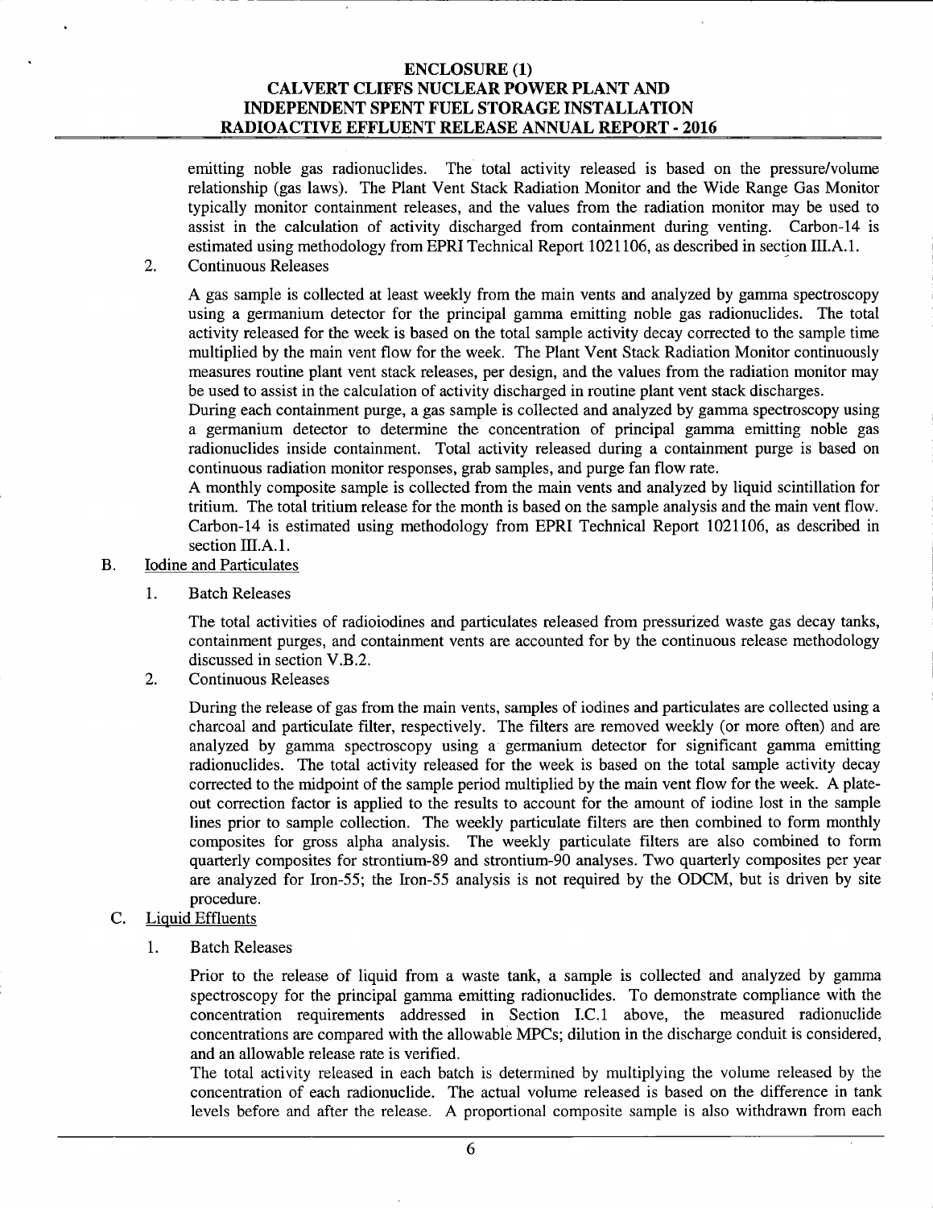emitting noble gas radionuclides. The total activity released is based on the pressure/volume relationship (gas laws). The Plant Vent Stack Radiation Monitor and the Wide Range Gas Monitor typically monitor containment releases, and the values from the radiation monitor may be used to assist in the calculation of activity discharged from containment during venting. Carbon-14 is estimated using methodology from EPRI Technical Report 1021106, as described in section III.A.1.

2. Continuous Releases

   A gas sample is collected at least weekly from the main vents and analyzed by gamma spectroscopy using a germanium detector for the principal gamma emitting noble gas radionuclides. The total activity released for the week is based on the total sample activity decay corrected to the sample time multiplied by the main vent flow for the week. The Plant Vent Stack Radiation Monitor continuously measures routine plant vent stack releases, per design, and the values from the radiation monitor may be used to assist in the calculation of activity discharged in routine plant vent stack discharges.

   During each containment purge, a gas sample is collected and analyzed by gamma spectroscopy using a germanium detector to determine the concentration of principal gamma emitting noble gas radionuclides inside containment. Total activity released during a containment purge is based on continuous radiation monitor responses, grab samples, and purge fan flow rate.

   A monthly composite sample is collected from the main vents and analyzed by liquid scintillation for tritium. The total tritium release for the month is based on the sample analysis and the main vent flow. Carbon-14 is estimated using methodology from EPRI Technical Report 1021106, as described in section III.A.1.

B. Iodine and Particulates

1. Batch Releases

   The total activities of radioiodines and particulates released from pressurized waste gas decay tanks, containment purges, and containment vents are accounted for by the continuous release methodology discussed in section V.B.2.

2. Continuous Releases

   During the release of gas from the main vents, samples of iodines and particulates are collected using a charcoal and particulate filter, respectively. The filters are removed weekly (or more often) and are analyzed by gamma spectroscopy using a germanium detector for significant gamma emitting radionuclides. The total activity released for the week is based on the total sample activity decay corrected to the midpoint of the sample period multiplied by the main vent flow for the week. A plate-out correction factor is applied to the results to account for the amount of iodine lost in the sample lines prior to sample collection. The weekly particulate filters are then combined to form monthly composites for gross alpha analysis. The weekly particulate filters are also combined to form quarterly composites for strontium-89 and strontium-90 analyses. Two quarterly composites per year are analyzed for Iron-55; the Iron-55 analysis is not required by the ODCM, but is driven by site procedure.

C. Liquid Effluents

1. Batch Releases

   Prior to the release of liquid from a waste tank, a sample is collected and analyzed by gamma spectroscopy for the principal gamma emitting radionuclides. To demonstrate compliance with the concentration requirements addressed in Section I.C.1 above, the measured radionuclide concentrations are compared with the allowable MPCs; dilution in the discharge conduit is considered, and an allowable release rate is verified.

   The total activity released in each batch is determined by multiplying the volume released by the concentration of each radionuclide. The actual volume released is based on the difference in tank levels before and after the release. A proportional composite sample is also withdrawn from each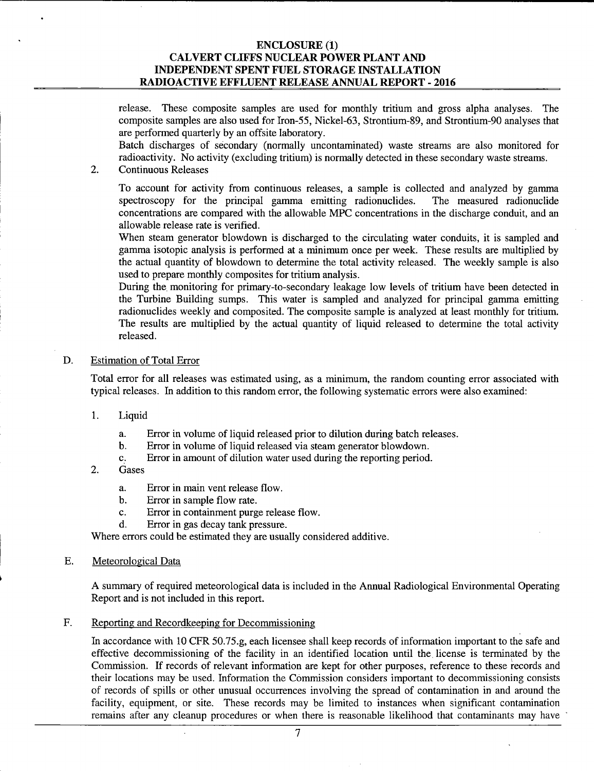release. These composite samples are used for monthly tritium and gross alpha analyses. The composite samples are also used for Iron-55, Nickel-63, Strontium-89, and Strontium-90 analyses that are performed quarterly by an offsite laboratory.

Batch discharges of secondary (normally uncontaminated) waste streams are also monitored for radioactivity. No activity (excluding tritium) is normally detected in these secondary waste streams.

2. Continuous Releases

To account for activity from continuous releases, a sample is collected and analyzed by gamma spectroscopy for the principal gamma emitting radionuclides. The measured radionuclide concentrations are compared with the allowable MPC concentrations in the discharge conduit, and an allowable release rate is verified.

When steam generator blowdown is discharged to the circulating water conduits, it is sampled and gamma isotopic analysis is performed at a minimum once per week. These results are multiplied by the actual quantity of blowdown to determine the total activity released. The weekly sample is also used to prepare monthly composites for tritium analysis.

During the monitoring for primary-to-secondary leakage low levels of tritium have been detected in the Turbine Building sumps. This water is sampled and analyzed for principal gamma emitting radionuclides weekly and composited. The composite sample is analyzed at least monthly for tritium. The results are multiplied by the actual quantity of liquid released to determine the total activity released.

D. Estimation of Total Error

Total error for all releases was estimated using, as a minimum, the random counting error associated with typical releases. In addition to this random error, the following systematic errors were also examined:

1. Liquid
   a. Error in volume of liquid released prior to dilution during batch releases.
   b. Error in volume of liquid released via steam generator blowdown.
   c. Error in amount of dilution water used during the reporting period.
2. Gases
   a. Error in main vent release flow.
   b. Error in sample flow rate.
   c. Error in containment purge release flow.
   d. Error in gas decay tank pressure.

Where errors could be estimated they are usually considered additive.

E. Meteorological Data

A summary of required meteorological data is included in the Annual Radiological Environmental Operating Report and is not included in this report.

F. Reporting and Recordkeeping for Decommissioning

In accordance with 10 CFR 50.75.g, each licensee shall keep records of information important to the safe and effective decommissioning of the facility in an identified location until the license is terminated by the Commission. If records of relevant information are kept for other purposes, reference to these records and their locations may be used. Information the Commission considers important to decommissioning consists of records of spills or other unusual occurrences involving the spread of contamination in and around the facility, equipment, or site. These records may be limited to instances when significant contamination remains after any cleanup procedures or when there is reasonable likelihood that contaminants may have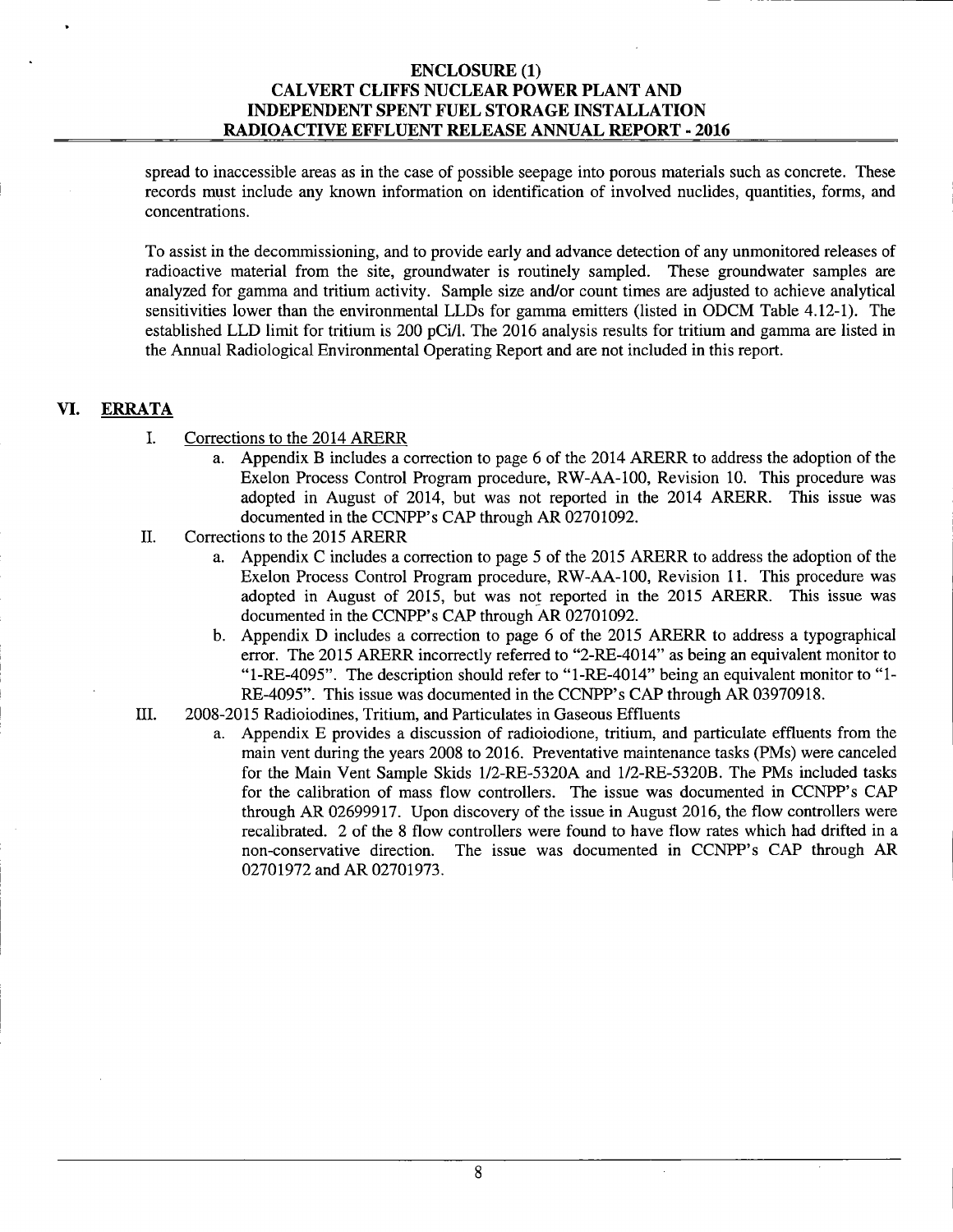spread to inaccessible areas as in the case of possible seepage into porous materials such as concrete. These records must include any known information on identification of involved nuclides, quantities, forms, and concentrations.

To assist in the decommissioning, and to provide early and advance detection of any unmonitored releases of radioactive material from the site, groundwater is routinely sampled. These groundwater samples are analyzed for gamma and tritium activity. Sample size and/or count times are adjusted to achieve analytical sensitivities lower than the environmental LLDs for gamma emitters (listed in ODCM Table 4.12-1). The established LLD limit for tritium is 200 pCi/l. The 2016 analysis results for tritium and gamma are listed in the Annual Radiological Environmental Operating Report and are not included in this report.

## VI. ERRATA

I. Corrections to the 2014 ARERR

   a. Appendix B includes a correction to page 6 of the 2014 ARERR to address the adoption of the Exelon Process Control Program procedure, RW-AA-100, Revision 10. This procedure was adopted in August of 2014, but was not reported in the 2014 ARERR. This issue was documented in the CCNPP's CAP through AR 02701092.

II. Corrections to the 2015 ARERR

   a. Appendix C includes a correction to page 5 of the 2015 ARERR to address the adoption of the Exelon Process Control Program procedure, RW-AA-100, Revision 11. This procedure was adopted in August of 2015, but was not reported in the 2015 ARERR. This issue was documented in the CCNPP's CAP through AR 02701092.

   b. Appendix D includes a correction to page 6 of the 2015 ARERR to address a typographical error. The 2015 ARERR incorrectly referred to "2-RE-4014" as being an equivalent monitor to "1-RE-4095". The description should refer to "1-RE-4014" being an equivalent monitor to "1-RE-4095". This issue was documented in the CCNPP's CAP through AR 03970918.

III. 2008-2015 Radioiodines, Tritium, and Particulates in Gaseous Effluents

   a. Appendix E provides a discussion of radioiodione, tritium, and particulate effluents from the main vent during the years 2008 to 2016. Preventative maintenance tasks (PMs) were canceled for the Main Vent Sample Skids 1/2-RE-5320A and 1/2-RE-5320B. The PMs included tasks for the calibration of mass flow controllers. The issue was documented in CCNPP's CAP through AR 02699917. Upon discovery of the issue in August 2016, the flow controllers were recalibrated. 2 of the 8 flow controllers were found to have flow rates which had drifted in a non-conservative direction. The issue was documented in CCNPP's CAP through AR 02701972 and AR 02701973.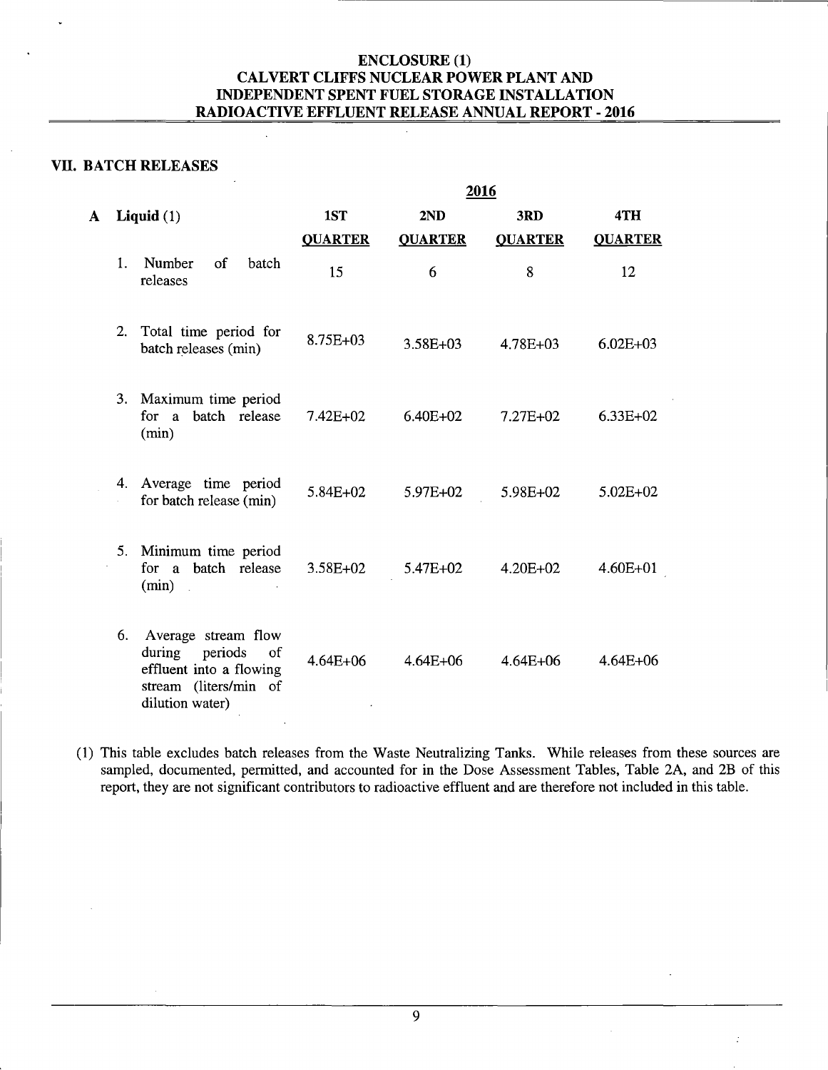**ENCLOSURE (1)**
**CALVERT CLIFFS NUCLEAR POWER PLANT AND INDEPENDENT SPENT FUEL STORAGE INSTALLATION RADIOACTIVE EFFLUENT RELEASE ANNUAL REPORT - 2016**

## VII. BATCH RELEASES

| | | 2016 | | | |
|---|---|---|---|---|---|
| **A** | **Liquid** (1) | **1ST QUARTER** | **2ND QUARTER** | **3RD QUARTER** | **4TH QUARTER** |
| | 1. Number of batch releases | 15 | 6 | 8 | 12 |
| | 2. Total time period for batch releases (min) | 8.75E+03 | 3.58E+03 | 4.78E+03 | 6.02E+03 |
| | 3. Maximum time period for a batch release (min) | 7.42E+02 | 6.40E+02 | 7.27E+02 | 6.33E+02 |
| | 4. Average time period for batch release (min) | 5.84E+02 | 5.97E+02 | 5.98E+02 | 5.02E+02 |
| | 5. Minimum time period for a batch release (min) | 3.58E+02 | 5.47E+02 | 4.20E+02 | 4.60E+01 |
| | 6. Average stream flow during periods of effluent into a flowing stream (liters/min of dilution water) | 4.64E+06 | 4.64E+06 | 4.64E+06 | 4.64E+06 |

(1) This table excludes batch releases from the Waste Neutralizing Tanks. While releases from these sources are sampled, documented, permitted, and accounted for in the Dose Assessment Tables, Table 2A, and 2B of this report, they are not significant contributors to radioactive effluent and are therefore not included in this table.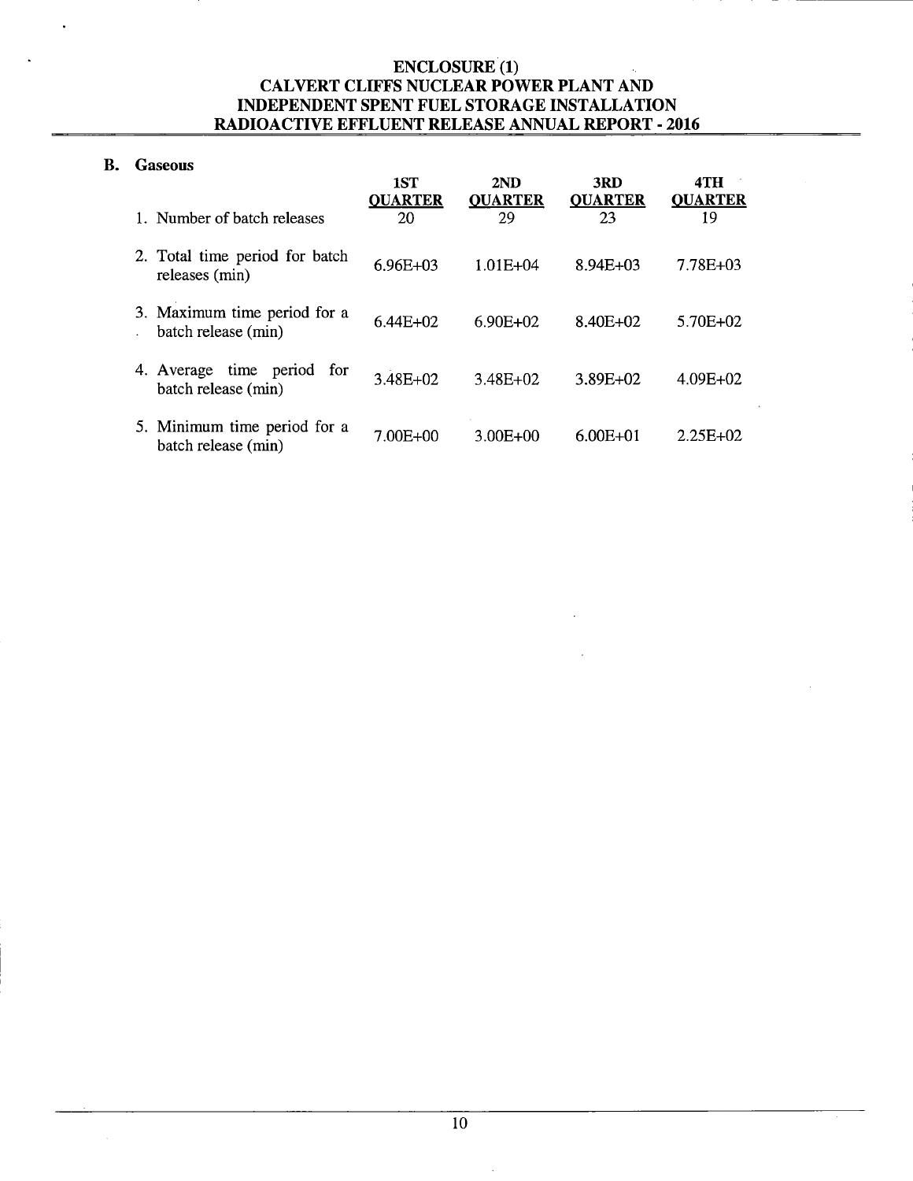# ENCLOSURE (1)
# CALVERT CLIFFS NUCLEAR POWER PLANT AND INDEPENDENT SPENT FUEL STORAGE INSTALLATION RADIOACTIVE EFFLUENT RELEASE ANNUAL REPORT - 2016

## B. Gaseous

| | 1ST QUARTER | 2ND QUARTER | 3RD QUARTER | 4TH QUARTER |
|---|---|---|---|---|
| 1. Number of batch releases | 20 | 29 | 23 | 19 |
| 2. Total time period for batch releases (min) | 6.96E+03 | 1.01E+04 | 8.94E+03 | 7.78E+03 |
| 3. Maximum time period for a batch release (min) | 6.44E+02 | 6.90E+02 | 8.40E+02 | 5.70E+02 |
| 4. Average time period for batch release (min) | 3.48E+02 | 3.48E+02 | 3.89E+02 | 4.09E+02 |
| 5. Minimum time period for a batch release (min) | 7.00E+00 | 3.00E+00 | 6.00E+01 | 2.25E+02 |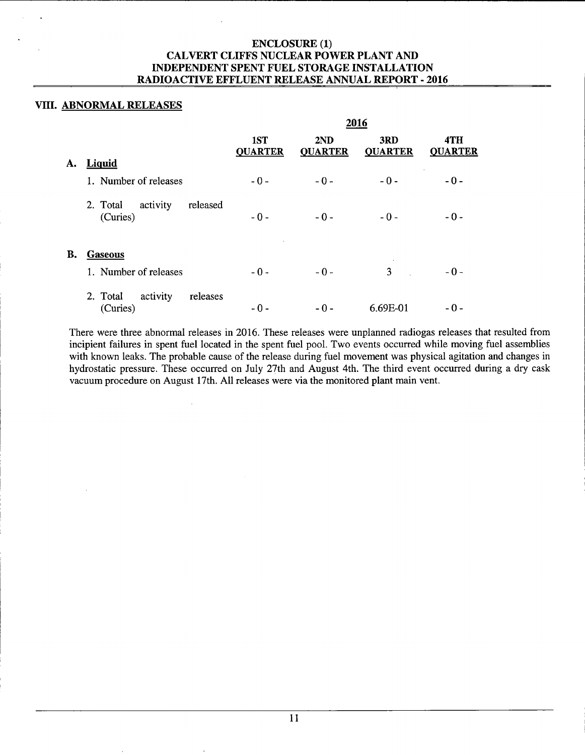## VIII. ABNORMAL RELEASES

| | 2016 | | | |
|---|---|---|---|---|
| | 1ST QUARTER | 2ND QUARTER | 3RD QUARTER | 4TH QUARTER |
| **A. Liquid** | | | | |
| 1. Number of releases | - 0 - | - 0 - | - 0 - | - 0 - |
| 2. Total activity released (Curies) | - 0 - | - 0 - | - 0 - | - 0 - |
| **B. Gaseous** | | | | |
| 1. Number of releases | - 0 - | - 0 - | 3 | - 0 - |
| 2. Total activity releases (Curies) | - 0 - | - 0 - | 6.69E-01 | - 0 - |

There were three abnormal releases in 2016. These releases were unplanned radiogas releases that resulted from incipient failures in spent fuel located in the spent fuel pool. Two events occurred while moving fuel assemblies with known leaks. The probable cause of the release during fuel movement was physical agitation and changes in hydrostatic pressure. These occurred on July 27th and August 4th. The third event occurred during a dry cask vacuum procedure on August 17th. All releases were via the monitored plant main vent.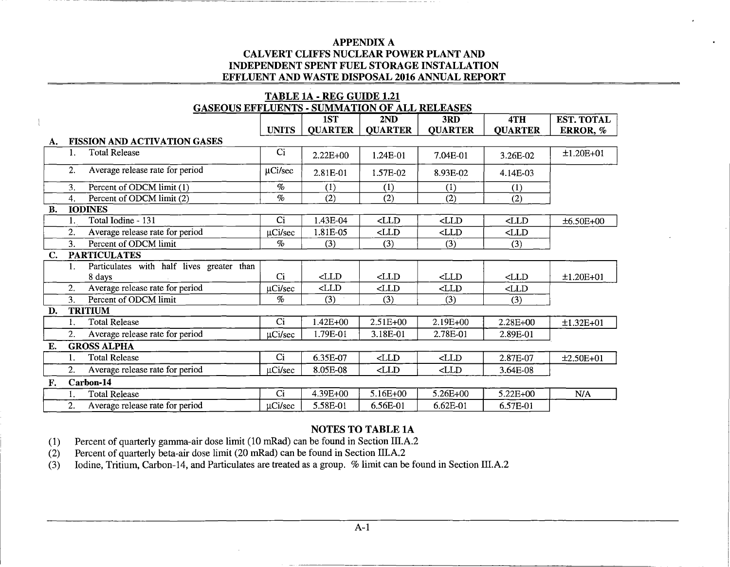# APPENDIX A
# CALVERT CLIFFS NUCLEAR POWER PLANT AND INDEPENDENT SPENT FUEL STORAGE INSTALLATION
# EFFLUENT AND WASTE DISPOSAL 2016 ANNUAL REPORT

## TABLE 1A - REG GUIDE 1.21
## GASEOUS EFFLUENTS - SUMMATION OF ALL RELEASES

| | UNITS | 1ST QUARTER | 2ND QUARTER | 3RD QUARTER | 4TH QUARTER | EST. TOTAL ERROR, % |
|---|---|---|---|---|---|---|
| **A. FISSION AND ACTIVATION GASES** | | | | | | |
| 1. Total Release | Ci | 2.22E+00 | 1.24E-01 | 7.04E-01 | 3.26E-02 | ±1.20E+01 |
| 2. Average release rate for period | μCi/sec | 2.81E-01 | 1.57E-02 | 8.93E-02 | 4.14E-03 | |
| 3. Percent of ODCM limit (1) | % | (1) | (1) | (1) | (1) | |
| 4. Percent of ODCM limit (2) | % | (2) | (2) | (2) | (2) | |
| **B. IODINES** | | | | | | |
| 1. Total Iodine - 131 | Ci | 1.43E-04 | <LLD | <LLD | <LLD | ±6.50E+00 |
| 2. Average release rate for period | μCi/sec | 1.81E-05 | <LLD | <LLD | <LLD | |
| 3. Percent of ODCM limit | % | (3) | (3) | (3) | (3) | |
| **C. PARTICULATES** | | | | | | |
| 1. Particulates with half lives greater than 8 days | Ci | <LLD | <LLD | <LLD | <LLD | ±1.20E+01 |
| 2. Average release rate for period | μCi/sec | <LLD | <LLD | <LLD | <LLD | |
| 3. Percent of ODCM limit | % | (3) | (3) | (3) | (3) | |
| **D. TRITIUM** | | | | | | |
| 1. Total Release | Ci | 1.42E+00 | 2.51E+00 | 2.19E+00 | 2.28E+00 | ±1.32E+01 |
| 2. Average release rate for period | μCi/sec | 1.79E-01 | 3.18E-01 | 2.78E-01 | 2.89E-01 | |
| **E. GROSS ALPHA** | | | | | | |
| 1. Total Release | Ci | 6.35E-07 | <LLD | <LLD | 2.87E-07 | ±2.50E+01 |
| 2. Average release rate for period | μCi/sec | 8.05E-08 | <LLD | <LLD | 3.64E-08 | |
| **F. Carbon-14** | | | | | | |
| 1. Total Release | Ci | 4.39E+00 | 5.16E+00 | 5.26E+00 | 5.22E+00 | N/A |
| 2. Average release rate for period | μCi/sec | 5.58E-01 | 6.56E-01 | 6.62E-01 | 6.57E-01 | |

### NOTES TO TABLE 1A

(1) Percent of quarterly gamma-air dose limit (10 mRad) can be found in Section III.A.2

(2) Percent of quarterly beta-air dose limit (20 mRad) can be found in Section III.A.2

(3) Iodine, Tritium, Carbon-14, and Particulates are treated as a group. % limit can be found in Section III.A.2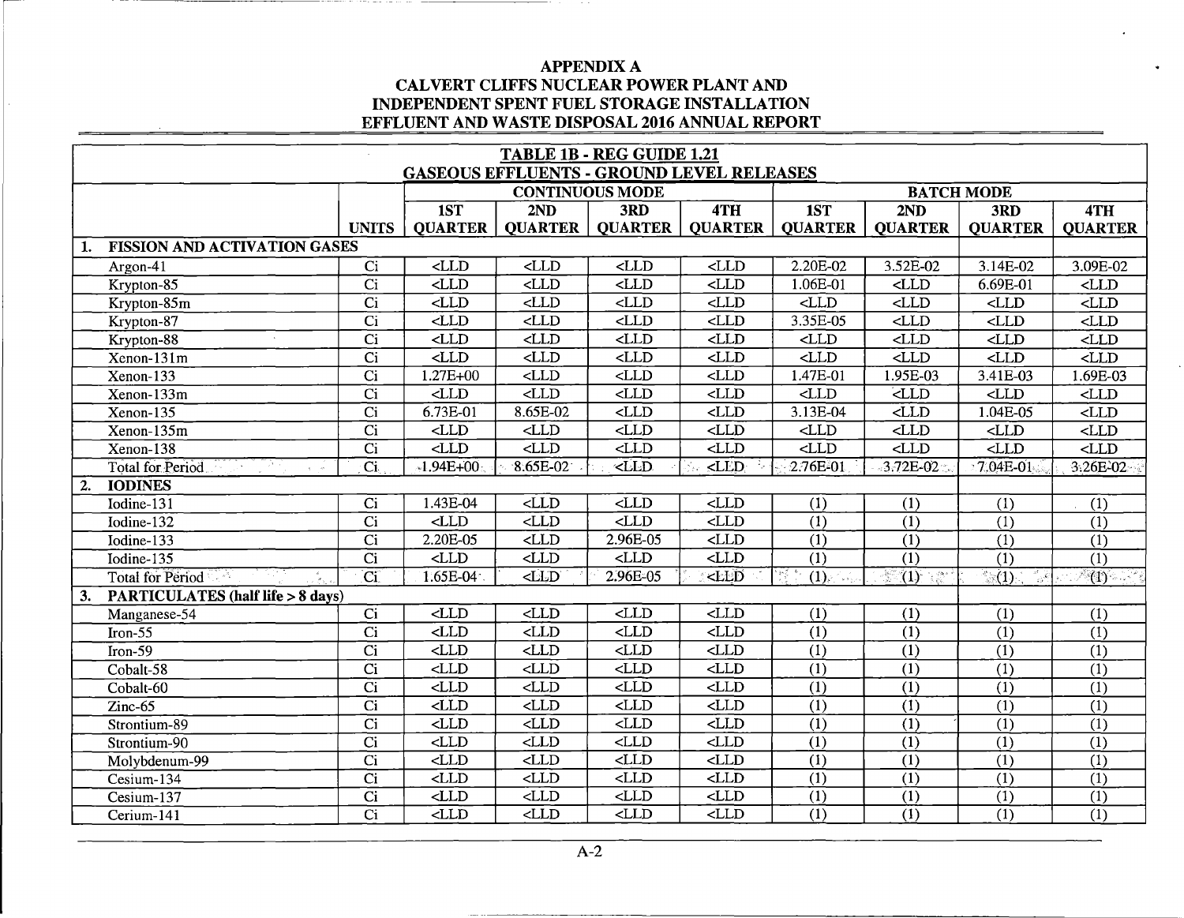# APPENDIX A
# CALVERT CLIFFS NUCLEAR POWER PLANT AND INDEPENDENT SPENT FUEL STORAGE INSTALLATION
# EFFLUENT AND WASTE DISPOSAL 2016 ANNUAL REPORT

**TABLE 1B - REG GUIDE 1.21**
**GASEOUS EFFLUENTS - GROUND LEVEL RELEASES**

| | | CONTINUOUS MODE | | | | BATCH MODE | | | |
|---|---|---|---|---|---|---|---|---|---|
| | UNITS | 1ST QUARTER | 2ND QUARTER | 3RD QUARTER | 4TH QUARTER | 1ST QUARTER | 2ND QUARTER | 3RD QUARTER | 4TH QUARTER |
| **1. FISSION AND ACTIVATION GASES** | | | | | | | | | |
| Argon-41 | Ci | <LLD | <LLD | <LLD | <LLD | 2.20E-02 | 3.52E-02 | 3.14E-02 | 3.09E-02 |
| Krypton-85 | Ci | <LLD | <LLD | <LLD | <LLD | 1.06E-01 | <LLD | 6.69E-01 | <LLD |
| Krypton-85m | Ci | <LLD | <LLD | <LLD | <LLD | <LLD | <LLD | <LLD | <LLD |
| Krypton-87 | Ci | <LLD | <LLD | <LLD | <LLD | 3.35E-05 | <LLD | <LLD | <LLD |
| Krypton-88 | Ci | <LLD | <LLD | <LLD | <LLD | <LLD | <LLD | <LLD | <LLD |
| Xenon-131m | Ci | <LLD | <LLD | <LLD | <LLD | <LLD | <LLD | <LLD | <LLD |
| Xenon-133 | Ci | 1.27E+00 | <LLD | <LLD | <LLD | 1.47E-01 | 1.95E-03 | 3.41E-03 | 1.69E-03 |
| Xenon-133m | Ci | <LLD | <LLD | <LLD | <LLD | <LLD | <LLD | <LLD | <LLD |
| Xenon-135 | Ci | 6.73E-01 | 8.65E-02 | <LLD | <LLD | 3.13E-04 | <LLD | 1.04E-05 | <LLD |
| Xenon-135m | Ci | <LLD | <LLD | <LLD | <LLD | <LLD | <LLD | <LLD | <LLD |
| Xenon-138 | Ci | <LLD | <LLD | <LLD | <LLD | <LLD | <LLD | <LLD | <LLD |
| Total for Period | Ci | 1.94E+00 | 8.65E-02 | <LLD | <LLD | 2.76E-01 | 3.72E-02 | 7.04E-01 | 3.26E-02 |
| **2. IODINES** | | | | | | | | | |
| Iodine-131 | Ci | 1.43E-04 | <LLD | <LLD | <LLD | (1) | (1) | (1) | (1) |
| Iodine-132 | Ci | <LLD | <LLD | <LLD | <LLD | (1) | (1) | (1) | (1) |
| Iodine-133 | Ci | 2.20E-05 | <LLD | 2.96E-05 | <LLD | (1) | (1) | (1) | (1) |
| Iodine-135 | Ci | <LLD | <LLD | <LLD | <LLD | (1) | (1) | (1) | (1) |
| Total for Period | Ci | 1.65E-04 | <LLD | 2.96E-05 | <LLD | (1) | (1) | (1) | (1) |
| **3. PARTICULATES (half life > 8 days)** | | | | | | | | | |
| Manganese-54 | Ci | <LLD | <LLD | <LLD | <LLD | (1) | (1) | (1) | (1) |
| Iron-55 | Ci | <LLD | <LLD | <LLD | <LLD | (1) | (1) | (1) | (1) |
| Iron-59 | Ci | <LLD | <LLD | <LLD | <LLD | (1) | (1) | (1) | (1) |
| Cobalt-58 | Ci | <LLD | <LLD | <LLD | <LLD | (1) | (1) | (1) | (1) |
| Cobalt-60 | Ci | <LLD | <LLD | <LLD | <LLD | (1) | (1) | (1) | (1) |
| Zinc-65 | Ci | <LLD | <LLD | <LLD | <LLD | (1) | (1) | (1) | (1) |
| Strontium-89 | Ci | <LLD | <LLD | <LLD | <LLD | (1) | (1) | (1) | (1) |
| Strontium-90 | Ci | <LLD | <LLD | <LLD | <LLD | (1) | (1) | (1) | (1) |
| Molybdenum-99 | Ci | <LLD | <LLD | <LLD | <LLD | (1) | (1) | (1) | (1) |
| Cesium-134 | Ci | <LLD | <LLD | <LLD | <LLD | (1) | (1) | (1) | (1) |
| Cesium-137 | Ci | <LLD | <LLD | <LLD | <LLD | (1) | (1) | (1) | (1) |
| Cerium-141 | Ci | <LLD | <LLD | <LLD | <LLD | (1) | (1) | (1) | (1) |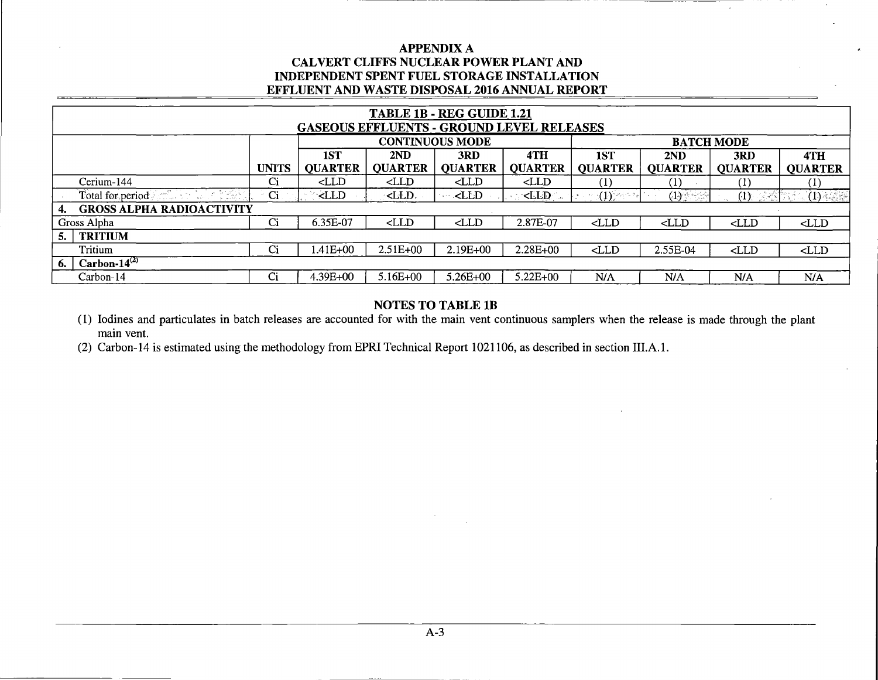# APPENDIX A
# CALVERT CLIFFS NUCLEAR POWER PLANT AND INDEPENDENT SPENT FUEL STORAGE INSTALLATION EFFLUENT AND WASTE DISPOSAL 2016 ANNUAL REPORT

**TABLE 1B - REG GUIDE 1.21**
**GASEOUS EFFLUENTS - GROUND LEVEL RELEASES**

| | | CONTINUOUS MODE | | | | BATCH MODE | | | |
|---|---|---|---|---|---|---|---|---|---|
| | UNITS | 1ST QUARTER | 2ND QUARTER | 3RD QUARTER | 4TH QUARTER | 1ST QUARTER | 2ND QUARTER | 3RD QUARTER | 4TH QUARTER |
| Cerium-144 | Ci | <LLD | <LLD | <LLD | <LLD | (1) | (1) | (1) | (1) |
| Total for period | Ci | <LLD | <LLD | <LLD | <LLD | (1) | (1) | (1) | (1) |
| **4. GROSS ALPHA RADIOACTIVITY** | | | | | | | | | |
| Gross Alpha | Ci | 6.35E-07 | <LLD | <LLD | 2.87E-07 | <LLD | <LLD | <LLD | <LLD |
| **5. TRITIUM** | | | | | | | | | |
| Tritium | Ci | 1.41E+00 | 2.51E+00 | 2.19E+00 | 2.28E+00 | <LLD | 2.55E-04 | <LLD | <LLD |
| **6. Carbon-14(2)** | | | | | | | | | |
| Carbon-14 | Ci | 4.39E+00 | 5.16E+00 | 5.26E+00 | 5.22E+00 | N/A | N/A | N/A | N/A |

**NOTES TO TABLE 1B**

(1) Iodines and particulates in batch releases are accounted for with the main vent continuous samplers when the release is made through the plant main vent.

(2) Carbon-14 is estimated using the methodology from EPRI Technical Report 1021106, as described in section III.A.1.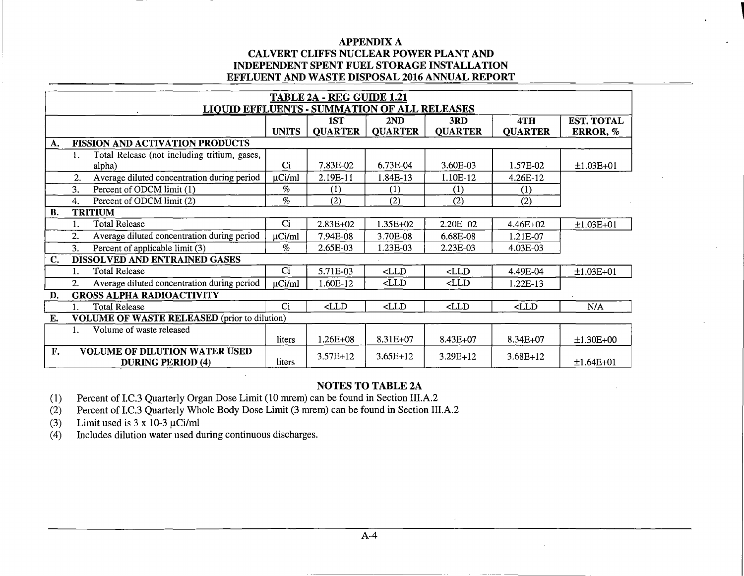**APPENDIX A**
**CALVERT CLIFFS NUCLEAR POWER PLANT AND INDEPENDENT SPENT FUEL STORAGE INSTALLATION**
**EFFLUENT AND WASTE DISPOSAL 2016 ANNUAL REPORT**

**TABLE 2A - REG GUIDE 1.21**
**LIQUID EFFLUENTS - SUMMATION OF ALL RELEASES**

| | UNITS | 1ST QUARTER | 2ND QUARTER | 3RD QUARTER | 4TH QUARTER | EST. TOTAL ERROR, % |
|---|---|---|---|---|---|---|
| **A. FISSION AND ACTIVATION PRODUCTS** | | | | | | |
| 1. Total Release (not including tritium, gases, alpha) | Ci | 7.83E-02 | 6.73E-04 | 3.60E-03 | 1.57E-02 | ±1.03E+01 |
| 2. Average diluted concentration during period | μCi/ml | 2.19E-11 | 1.84E-13 | 1.10E-12 | 4.26E-12 | |
| 3. Percent of ODCM limit (1) | % | (1) | (1) | (1) | (1) | |
| 4. Percent of ODCM limit (2) | % | (2) | (2) | (2) | (2) | |
| **B. TRITIUM** | | | | | | |
| 1. Total Release | Ci | 2.83E+02 | 1.35E+02 | 2.20E+02 | 4.46E+02 | ±1.03E+01 |
| 2. Average diluted concentration during period | μCi/ml | 7.94E-08 | 3.70E-08 | 6.68E-08 | 1.21E-07 | |
| 3. Percent of applicable limit (3) | % | 2.65E-03 | 1.23E-03 | 2.23E-03 | 4.03E-03 | |
| **C. DISSOLVED AND ENTRAINED GASES** | | | | | | |
| 1. Total Release | Ci | 5.71E-03 | <LLD | <LLD | 4.49E-04 | ±1.03E+01 |
| 2. Average diluted concentration during period | μCi/ml | 1.60E-12 | <LLD | <LLD | 1.22E-13 | |
| **D. GROSS ALPHA RADIOACTIVITY** | | | | | | |
| 1. Total Release | Ci | <LLD | <LLD | <LLD | <LLD | N/A |
| **E. VOLUME OF WASTE RELEASED** (prior to dilution) | | | | | | |
| 1. Volume of waste released | liters | 1.26E+08 | 8.31E+07 | 8.43E+07 | 8.34E+07 | ±1.30E+00 |
| **F. VOLUME OF DILUTION WATER USED DURING PERIOD (4)** | liters | 3.57E+12 | 3.65E+12 | 3.29E+12 | 3.68E+12 | ±1.64E+01 |

**NOTES TO TABLE 2A**

(1) Percent of I.C.3 Quarterly Organ Dose Limit (10 mrem) can be found in Section III.A.2
(2) Percent of I.C.3 Quarterly Whole Body Dose Limit (3 mrem) can be found in Section III.A.2
(3) Limit used is 3 x 10-3 μCi/ml
(4) Includes dilution water used during continuous discharges.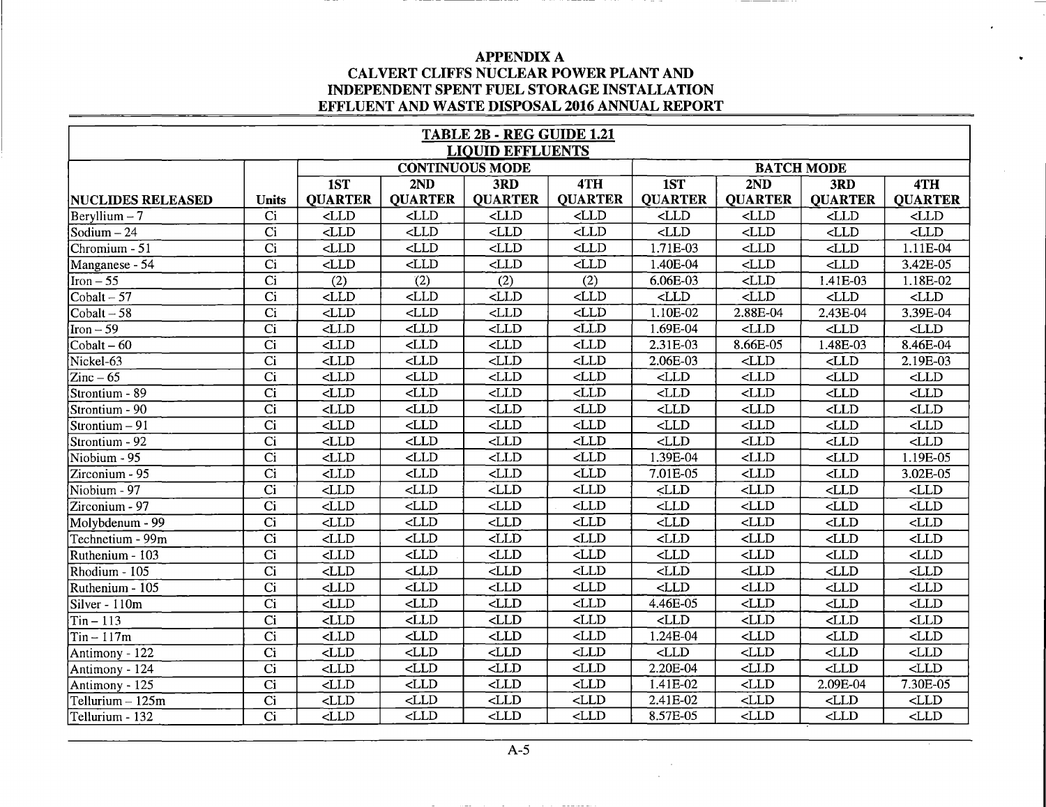# APPENDIX A
## CALVERT CLIFFS NUCLEAR POWER PLANT AND INDEPENDENT SPENT FUEL STORAGE INSTALLATION
## EFFLUENT AND WASTE DISPOSAL 2016 ANNUAL REPORT

**TABLE 2B - REG GUIDE 1.21**
**LIQUID EFFLUENTS**

| | | CONTINUOUS MODE | | | | BATCH MODE | | | |
|---|---|---|---|---|---|---|---|---|---|
| NUCLIDES RELEASED | Units | 1ST QUARTER | 2ND QUARTER | 3RD QUARTER | 4TH QUARTER | 1ST QUARTER | 2ND QUARTER | 3RD QUARTER | 4TH QUARTER |
| Beryllium – 7 | Ci | <LLD | <LLD | <LLD | <LLD | <LLD | <LLD | <LLD | <LLD |
| Sodium – 24 | Ci | <LLD | <LLD | <LLD | <LLD | <LLD | <LLD | <LLD | <LLD |
| Chromium - 51 | Ci | <LLD | <LLD | <LLD | <LLD | 1.71E-03 | <LLD | <LLD | 1.11E-04 |
| Manganese - 54 | Ci | <LLD | <LLD | <LLD | <LLD | 1.40E-04 | <LLD | <LLD | 3.42E-05 |
| Iron – 55 | Ci | (2) | (2) | (2) | (2) | 6.06E-03 | <LLD | 1.41E-03 | 1.18E-02 |
| Cobalt – 57 | Ci | <LLD | <LLD | <LLD | <LLD | <LLD | <LLD | <LLD | <LLD |
| Cobalt – 58 | Ci | <LLD | <LLD | <LLD | <LLD | 1.10E-02 | 2.88E-04 | 2.43E-04 | 3.39E-04 |
| Iron – 59 | Ci | <LLD | <LLD | <LLD | <LLD | 1.69E-04 | <LLD | <LLD | <LLD |
| Cobalt – 60 | Ci | <LLD | <LLD | <LLD | <LLD | 2.31E-03 | 8.66E-05 | 1.48E-03 | 8.46E-04 |
| Nickel-63 | Ci | <LLD | <LLD | <LLD | <LLD | 2.06E-03 | <LLD | <LLD | 2.19E-03 |
| Zinc – 65 | Ci | <LLD | <LLD | <LLD | <LLD | <LLD | <LLD | <LLD | <LLD |
| Strontium - 89 | Ci | <LLD | <LLD | <LLD | <LLD | <LLD | <LLD | <LLD | <LLD |
| Strontium - 90 | Ci | <LLD | <LLD | <LLD | <LLD | <LLD | <LLD | <LLD | <LLD |
| Strontium – 91 | Ci | <LLD | <LLD | <LLD | <LLD | <LLD | <LLD | <LLD | <LLD |
| Strontium - 92 | Ci | <LLD | <LLD | <LLD | <LLD | <LLD | <LLD | <LLD | <LLD |
| Niobium - 95 | Ci | <LLD | <LLD | <LLD | <LLD | 1.39E-04 | <LLD | <LLD | 1.19E-05 |
| Zirconium - 95 | Ci | <LLD | <LLD | <LLD | <LLD | 7.01E-05 | <LLD | <LLD | 3.02E-05 |
| Niobium - 97 | Ci | <LLD | <LLD | <LLD | <LLD | <LLD | <LLD | <LLD | <LLD |
| Zirconium - 97 | Ci | <LLD | <LLD | <LLD | <LLD | <LLD | <LLD | <LLD | <LLD |
| Molybdenum - 99 | Ci | <LLD | <LLD | <LLD | <LLD | <LLD | <LLD | <LLD | <LLD |
| Technetium - 99m | Ci | <LLD | <LLD | <LLD | <LLD | <LLD | <LLD | <LLD | <LLD |
| Ruthenium - 103 | Ci | <LLD | <LLD | <LLD | <LLD | <LLD | <LLD | <LLD | <LLD |
| Rhodium - 105 | Ci | <LLD | <LLD | <LLD | <LLD | <LLD | <LLD | <LLD | <LLD |
| Ruthenium - 105 | Ci | <LLD | <LLD | <LLD | <LLD | <LLD | <LLD | <LLD | <LLD |
| Silver - 110m | Ci | <LLD | <LLD | <LLD | <LLD | 4.46E-05 | <LLD | <LLD | <LLD |
| Tin – 113 | Ci | <LLD | <LLD | <LLD | <LLD | <LLD | <LLD | <LLD | <LLD |
| Tin – 117m | Ci | <LLD | <LLD | <LLD | <LLD | 1.24E-04 | <LLD | <LLD | <LLD |
| Antimony - 122 | Ci | <LLD | <LLD | <LLD | <LLD | <LLD | <LLD | <LLD | <LLD |
| Antimony - 124 | Ci | <LLD | <LLD | <LLD | <LLD | 2.20E-04 | <LLD | <LLD | <LLD |
| Antimony - 125 | Ci | <LLD | <LLD | <LLD | <LLD | 1.41E-02 | <LLD | 2.09E-04 | 7.30E-05 |
| Tellurium – 125m | Ci | <LLD | <LLD | <LLD | <LLD | 2.41E-02 | <LLD | <LLD | <LLD |
| Tellurium - 132 | Ci | <LLD | <LLD | <LLD | <LLD | 8.57E-05 | <LLD | <LLD | <LLD |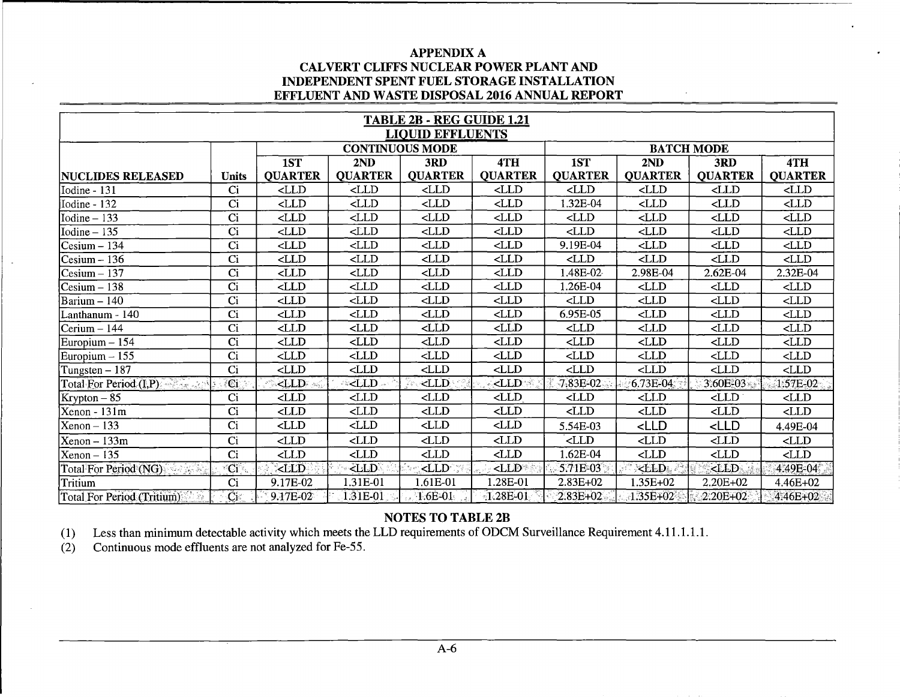**APPENDIX A**
**CALVERT CLIFFS NUCLEAR POWER PLANT AND INDEPENDENT SPENT FUEL STORAGE INSTALLATION**
**EFFLUENT AND WASTE DISPOSAL 2016 ANNUAL REPORT**

**TABLE 2B - REG GUIDE 1.21**
**LIQUID EFFLUENTS**

| | | CONTINUOUS MODE | | | | BATCH MODE | | | |
|---|---|---|---|---|---|---|---|---|---|
| NUCLIDES RELEASED | Units | 1ST QUARTER | 2ND QUARTER | 3RD QUARTER | 4TH QUARTER | 1ST QUARTER | 2ND QUARTER | 3RD QUARTER | 4TH QUARTER |
| Iodine - 131 | Ci | <LLD | <LLD | <LLD | <LLD | <LLD | <LLD | <LLD | <LLD |
| Iodine - 132 | Ci | <LLD | <LLD | <LLD | <LLD | 1.32E-04 | <LLD | <LLD | <LLD |
| Iodine – 133 | Ci | <LLD | <LLD | <LLD | <LLD | <LLD | <LLD | <LLD | <LLD |
| Iodine – 135 | Ci | <LLD | <LLD | <LLD | <LLD | <LLD | <LLD | <LLD | <LLD |
| Cesium – 134 | Ci | <LLD | <LLD | <LLD | <LLD | 9.19E-04 | <LLD | <LLD | <LLD |
| Cesium – 136 | Ci | <LLD | <LLD | <LLD | <LLD | <LLD | <LLD | <LLD | <LLD |
| Cesium – 137 | Ci | <LLD | <LLD | <LLD | <LLD | 1.48E-02 | 2.98E-04 | 2.62E-04 | 2.32E-04 |
| Cesium – 138 | Ci | <LLD | <LLD | <LLD | <LLD | 1.26E-04 | <LLD | <LLD | <LLD |
| Barium – 140 | Ci | <LLD | <LLD | <LLD | <LLD | <LLD | <LLD | <LLD | <LLD |
| Lanthanum - 140 | Ci | <LLD | <LLD | <LLD | <LLD | 6.95E-05 | <LLD | <LLD | <LLD |
| Cerium – 144 | Ci | <LLD | <LLD | <LLD | <LLD | <LLD | <LLD | <LLD | <LLD |
| Europium – 154 | Ci | <LLD | <LLD | <LLD | <LLD | <LLD | <LLD | <LLD | <LLD |
| Europium – 155 | Ci | <LLD | <LLD | <LLD | <LLD | <LLD | <LLD | <LLD | <LLD |
| Tungsten – 187 | Ci | <LLD | <LLD | <LLD | <LLD | <LLD | <LLD | <LLD | <LLD |
| Total For Period (I,P) | Ci | <LLD | <LLD | <LLD | <LLD | 7.83E-02 | 6.73E-04 | 3.60E-03 | 1.57E-02 |
| Krypton – 85 | Ci | <LLD | <LLD | <LLD | <LLD | <LLD | <LLD | <LLD | <LLD |
| Xenon - 131m | Ci | <LLD | <LLD | <LLD | <LLD | <LLD | <LLD | <LLD | <LLD |
| Xenon – 133 | Ci | <LLD | <LLD | <LLD | <LLD | 5.54E-03 | <LLD | <LLD | 4.49E-04 |
| Xenon – 133m | Ci | <LLD | <LLD | <LLD | <LLD | <LLD | <LLD | <LLD | <LLD |
| Xenon – 135 | Ci | <LLD | <LLD | <LLD | <LLD | 1.62E-04 | <LLD | <LLD | <LLD |
| Total For Period (NG) | Ci | <LLD | <LLD | <LLD | <LLD | 5.71E-03 | <LLD | <LLD | 4.49E-04 |
| Tritium | Ci | 9.17E-02 | 1.31E-01 | 1.61E-01 | 1.28E-01 | 2.83E+02 | 1.35E+02 | 2.20E+02 | 4.46E+02 |
| Total For Period (Tritium) | Ci | 9.17E-02 | 1.31E-01 | 1.6E-01 | 1.28E-01 | 2.83E+02 | 1.35E+02 | 2.20E+02 | 4.46E+02 |

**NOTES TO TABLE 2B**

(1) Less than minimum detectable activity which meets the LLD requirements of ODCM Surveillance Requirement 4.11.1.1.1.

(2) Continuous mode effluents are not analyzed for Fe-55.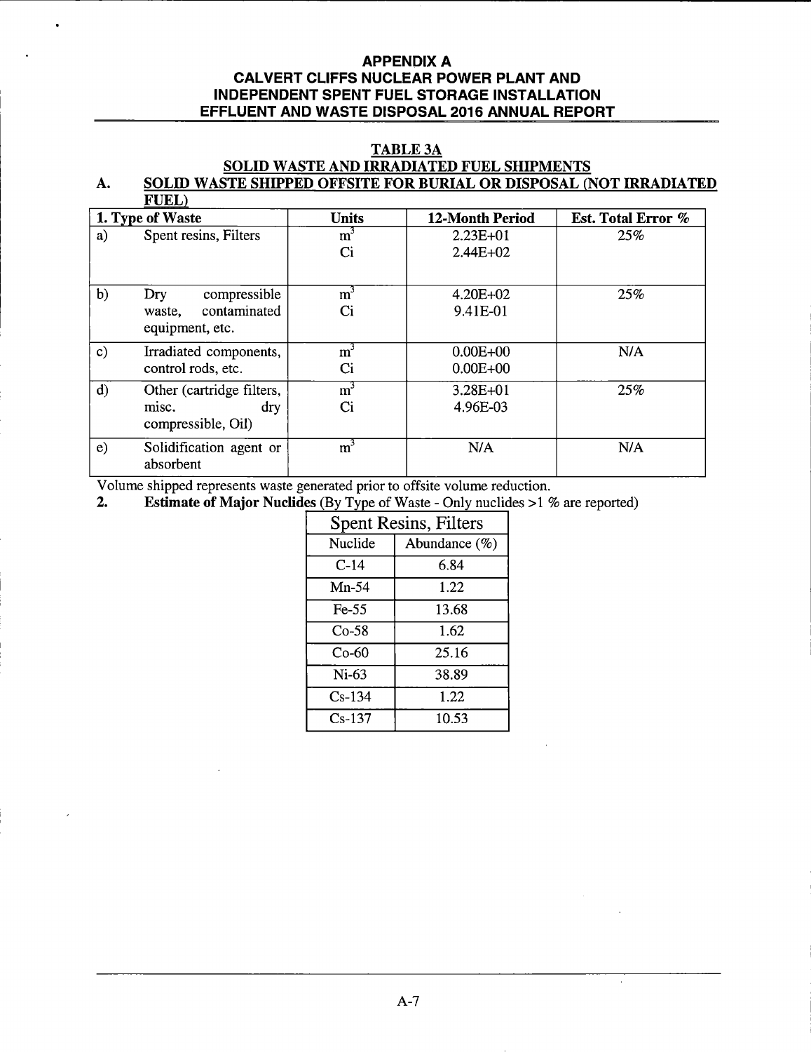## APPENDIX A
## CALVERT CLIFFS NUCLEAR POWER PLANT AND INDEPENDENT SPENT FUEL STORAGE INSTALLATION EFFLUENT AND WASTE DISPOSAL 2016 ANNUAL REPORT

### TABLE 3A
### SOLID WASTE AND IRRADIATED FUEL SHIPMENTS

**A. SOLID WASTE SHIPPED OFFSITE FOR BURIAL OR DISPOSAL (NOT IRRADIATED FUEL)**

| 1. Type of Waste | | Units | 12-Month Period | Est. Total Error % |
|---|---|---|---|---|
| a) | Spent resins, Filters | $m^3$<br>Ci | 2.23E+01<br>2.44E+02 | 25% |
| b) | Dry compressible waste, contaminated equipment, etc. | $m^3$<br>Ci | 4.20E+02<br>9.41E-01 | 25% |
| c) | Irradiated components, control rods, etc. | $m^3$<br>Ci | 0.00E+00<br>0.00E+00 | N/A |
| d) | Other (cartridge filters, misc. dry compressible, Oil) | $m^3$<br>Ci | 3.28E+01<br>4.96E-03 | 25% |
| e) | Solidification agent or absorbent | $m^3$ | N/A | N/A |

Volume shipped represents waste generated prior to offsite volume reduction.

**2. Estimate of Major Nuclides** (By Type of Waste - Only nuclides >1 % are reported)

| Spent Resins, Filters | |
|---|---|
| Nuclide | Abundance (%) |
| C-14 | 6.84 |
| Mn-54 | 1.22 |
| Fe-55 | 13.68 |
| Co-58 | 1.62 |
| Co-60 | 25.16 |
| Ni-63 | 38.89 |
| Cs-134 | 1.22 |
| Cs-137 | 10.53 |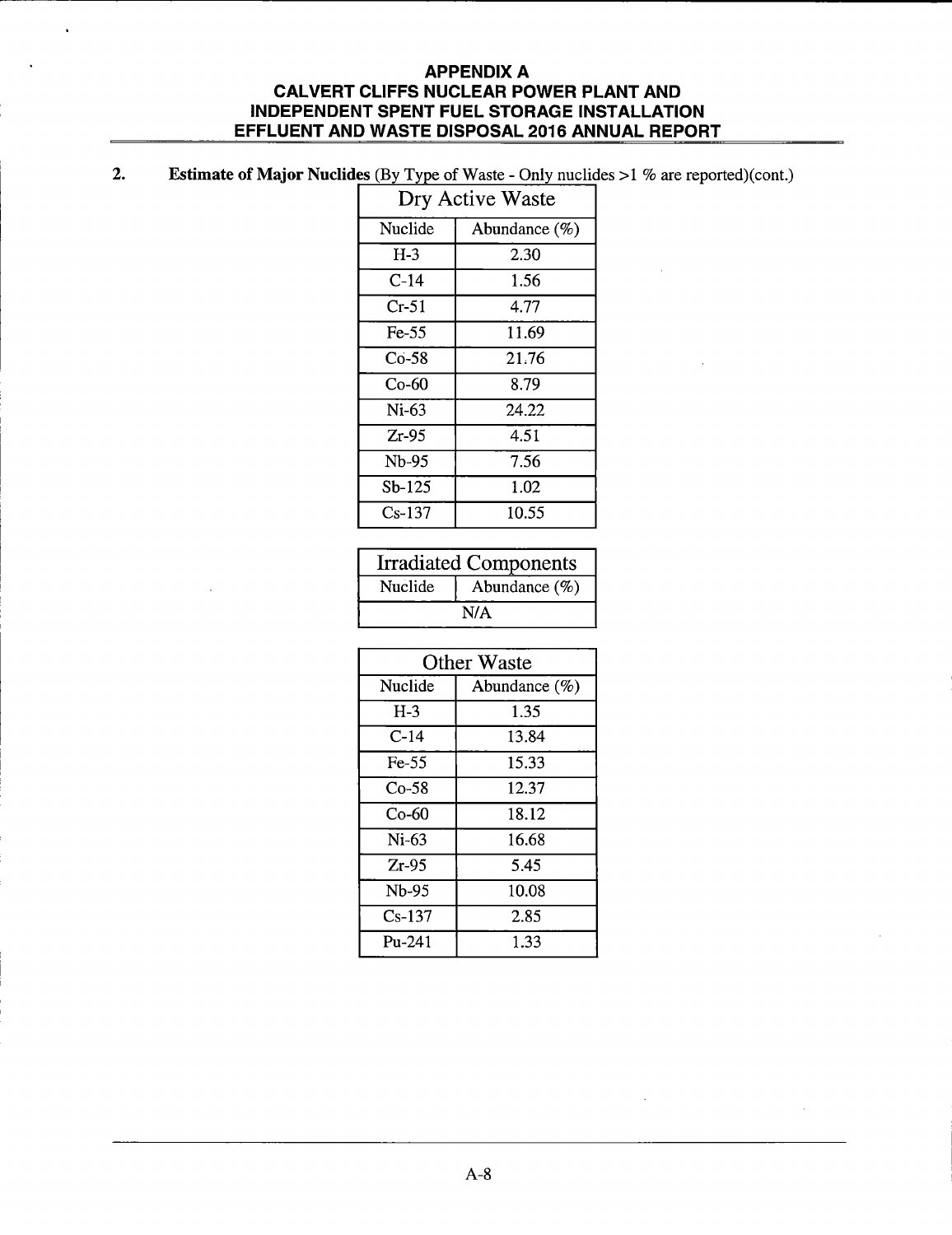2. **Estimate of Major Nuclides** (By Type of Waste - Only nuclides >1 % are reported)(cont.)

| Dry Active Waste | |
|---|---|
| Nuclide | Abundance (%) |
| H-3 | 2.30 |
| C-14 | 1.56 |
| Cr-51 | 4.77 |
| Fe-55 | 11.69 |
| Co-58 | 21.76 |
| Co-60 | 8.79 |
| Ni-63 | 24.22 |
| Zr-95 | 4.51 |
| Nb-95 | 7.56 |
| Sb-125 | 1.02 |
| Cs-137 | 10.55 |

| Irradiated Components | |
|---|---|
| Nuclide | Abundance (%) |
| N/A | |

| Other Waste | |
|---|---|
| Nuclide | Abundance (%) |
| H-3 | 1.35 |
| C-14 | 13.84 |
| Fe-55 | 15.33 |
| Co-58 | 12.37 |
| Co-60 | 18.12 |
| Ni-63 | 16.68 |
| Zr-95 | 5.45 |
| Nb-95 | 10.08 |
| Cs-137 | 2.85 |
| Pu-241 | 1.33 |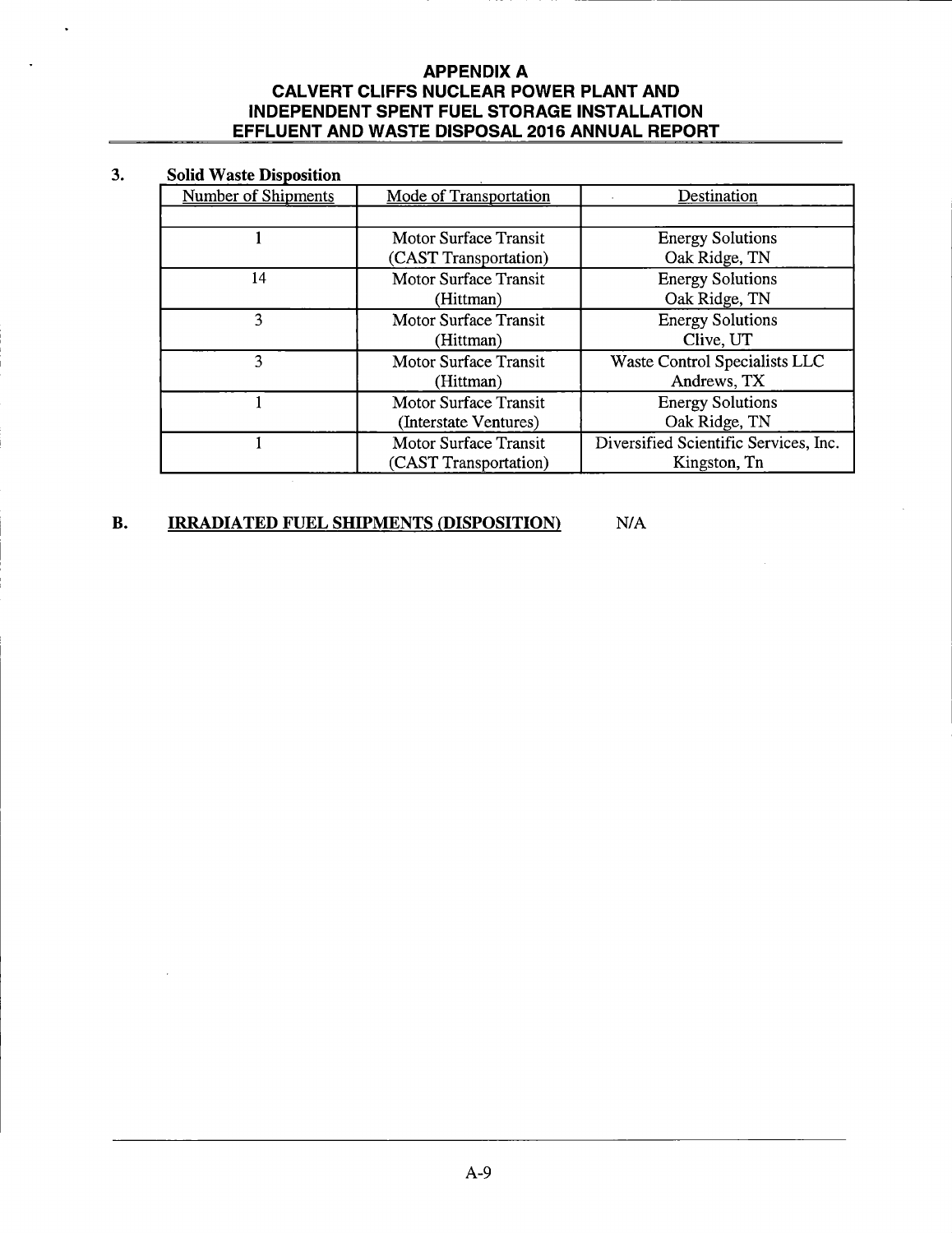### 3. Solid Waste Disposition

| Number of Shipments | Mode of Transportation | Destination |
|---|---|---|
| | | |
| 1 | Motor Surface Transit (CAST Transportation) | Energy Solutions Oak Ridge, TN |
| 14 | Motor Surface Transit (Hittman) | Energy Solutions Oak Ridge, TN |
| 3 | Motor Surface Transit (Hittman) | Energy Solutions Clive, UT |
| 3 | Motor Surface Transit (Hittman) | Waste Control Specialists LLC Andrews, TX |
| 1 | Motor Surface Transit (Interstate Ventures) | Energy Solutions Oak Ridge, TN |
| 1 | Motor Surface Transit (CAST Transportation) | Diversified Scientific Services, Inc. Kingston, Tn |

## B. IRRADIATED FUEL SHIPMENTS (DISPOSITION) N/A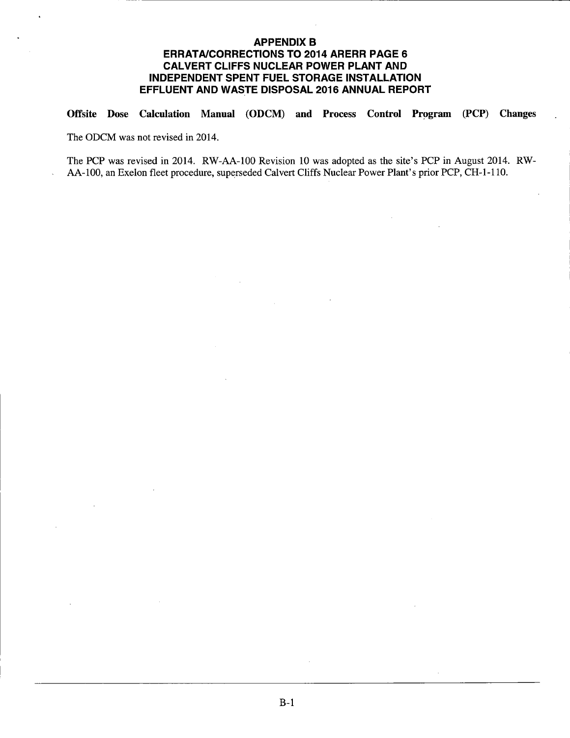# APPENDIX B
# ERRATA/CORRECTIONS TO 2014 ARERR PAGE 6
# CALVERT CLIFFS NUCLEAR POWER PLANT AND INDEPENDENT SPENT FUEL STORAGE INSTALLATION EFFLUENT AND WASTE DISPOSAL 2016 ANNUAL REPORT

**Offsite Dose Calculation Manual (ODCM) and Process Control Program (PCP) Changes**

The ODCM was not revised in 2014.

The PCP was revised in 2014. RW-AA-100 Revision 10 was adopted as the site's PCP in August 2014. RW-AA-100, an Exelon fleet procedure, superseded Calvert Cliffs Nuclear Power Plant's prior PCP, CH-1-110.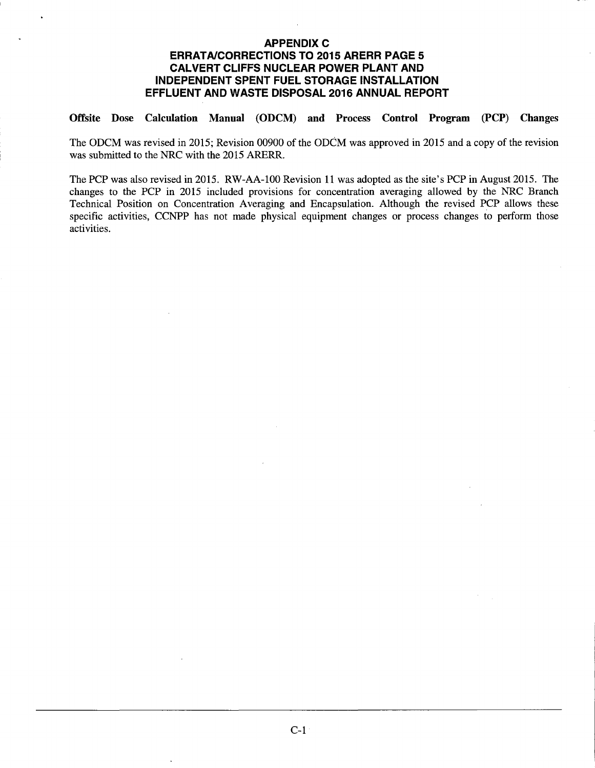# APPENDIX C
# ERRATA/CORRECTIONS TO 2015 ARERR PAGE 5
# CALVERT CLIFFS NUCLEAR POWER PLANT AND INDEPENDENT SPENT FUEL STORAGE INSTALLATION EFFLUENT AND WASTE DISPOSAL 2016 ANNUAL REPORT

**Offsite Dose Calculation Manual (ODCM) and Process Control Program (PCP) Changes**

The ODCM was revised in 2015; Revision 00900 of the ODCM was approved in 2015 and a copy of the revision was submitted to the NRC with the 2015 ARERR.

The PCP was also revised in 2015. RW-AA-100 Revision 11 was adopted as the site's PCP in August 2015. The changes to the PCP in 2015 included provisions for concentration averaging allowed by the NRC Branch Technical Position on Concentration Averaging and Encapsulation. Although the revised PCP allows these specific activities, CCNPP has not made physical equipment changes or process changes to perform those activities.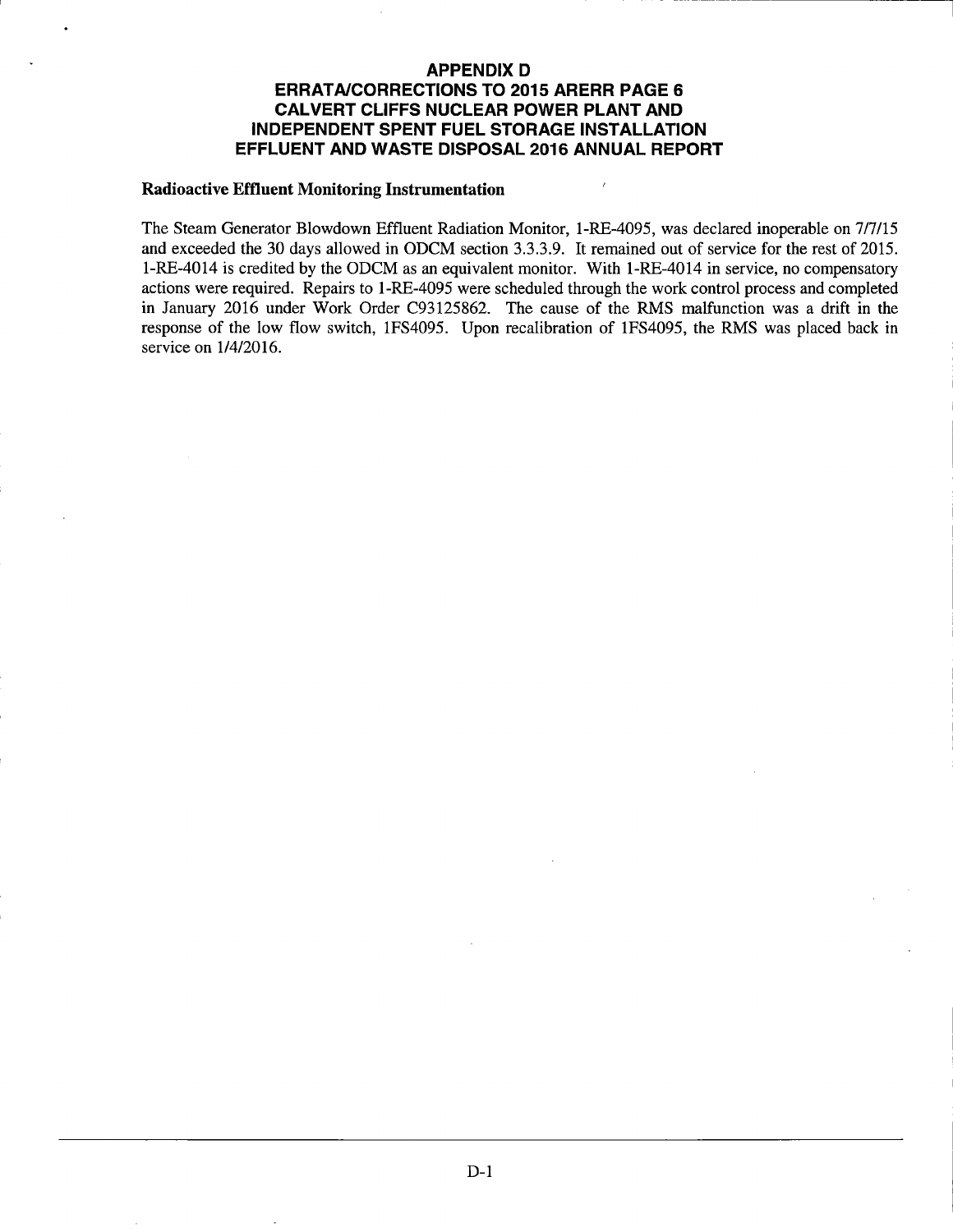# APPENDIX D
# ERRATA/CORRECTIONS TO 2015 ARERR PAGE 6
# CALVERT CLIFFS NUCLEAR POWER PLANT AND INDEPENDENT SPENT FUEL STORAGE INSTALLATION EFFLUENT AND WASTE DISPOSAL 2016 ANNUAL REPORT

**Radioactive Effluent Monitoring Instrumentation**

The Steam Generator Blowdown Effluent Radiation Monitor, 1-RE-4095, was declared inoperable on 7/7/15 and exceeded the 30 days allowed in ODCM section 3.3.3.9. It remained out of service for the rest of 2015. 1-RE-4014 is credited by the ODCM as an equivalent monitor. With 1-RE-4014 in service, no compensatory actions were required. Repairs to 1-RE-4095 were scheduled through the work control process and completed in January 2016 under Work Order C93125862. The cause of the RMS malfunction was a drift in the response of the low flow switch, 1FS4095. Upon recalibration of 1FS4095, the RMS was placed back in service on 1/4/2016.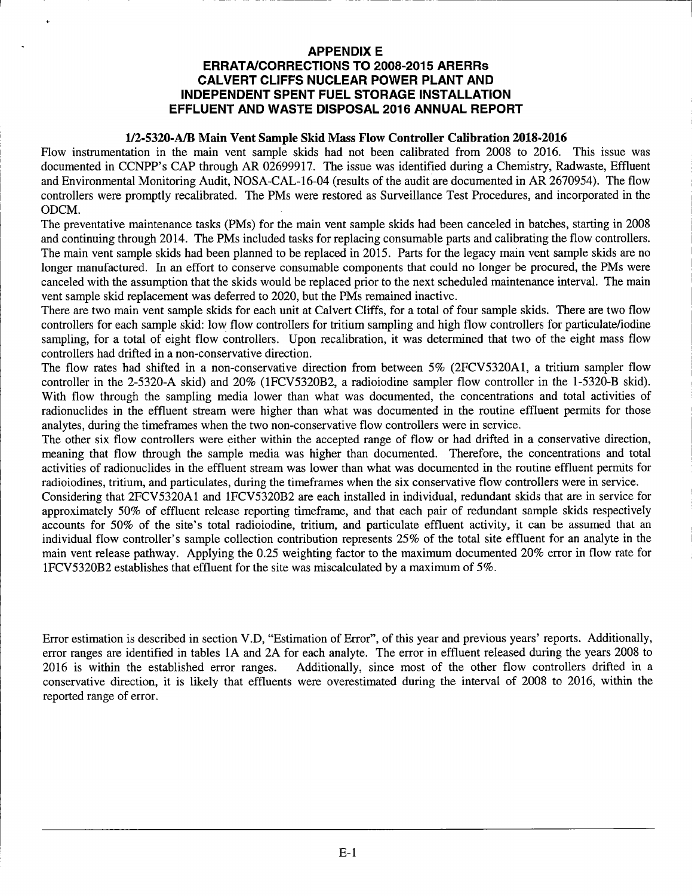# APPENDIX E
# ERRATA/CORRECTIONS TO 2008-2015 ARERRs
# CALVERT CLIFFS NUCLEAR POWER PLANT AND INDEPENDENT SPENT FUEL STORAGE INSTALLATION
# EFFLUENT AND WASTE DISPOSAL 2016 ANNUAL REPORT

### 1/2-5320-A/B Main Vent Sample Skid Mass Flow Controller Calibration 2018-2016

Flow instrumentation in the main vent sample skids had not been calibrated from 2008 to 2016. This issue was documented in CCNPP's CAP through AR 02699917. The issue was identified during a Chemistry, Radwaste, Effluent and Environmental Monitoring Audit, NOSA-CAL-16-04 (results of the audit are documented in AR 2670954). The flow controllers were promptly recalibrated. The PMs were restored as Surveillance Test Procedures, and incorporated in the ODCM.

The preventative maintenance tasks (PMs) for the main vent sample skids had been canceled in batches, starting in 2008 and continuing through 2014. The PMs included tasks for replacing consumable parts and calibrating the flow controllers. The main vent sample skids had been planned to be replaced in 2015. Parts for the legacy main vent sample skids are no longer manufactured. In an effort to conserve consumable components that could no longer be procured, the PMs were canceled with the assumption that the skids would be replaced prior to the next scheduled maintenance interval. The main vent sample skid replacement was deferred to 2020, but the PMs remained inactive.

There are two main vent sample skids for each unit at Calvert Cliffs, for a total of four sample skids. There are two flow controllers for each sample skid: low flow controllers for tritium sampling and high flow controllers for particulate/iodine sampling, for a total of eight flow controllers. Upon recalibration, it was determined that two of the eight mass flow controllers had drifted in a non-conservative direction.

The flow rates had shifted in a non-conservative direction from between 5% (2FCV5320A1, a tritium sampler flow controller in the 2-5320-A skid) and 20% (1FCV5320B2, a radioiodine sampler flow controller in the 1-5320-B skid). With flow through the sampling media lower than what was documented, the concentrations and total activities of radionuclides in the effluent stream were higher than what was documented in the routine effluent permits for those analytes, during the timeframes when the two non-conservative flow controllers were in service.

The other six flow controllers were either within the accepted range of flow or had drifted in a conservative direction, meaning that flow through the sample media was higher than documented. Therefore, the concentrations and total activities of radionuclides in the effluent stream was lower than what was documented in the routine effluent permits for radioiodines, tritium, and particulates, during the timeframes when the six conservative flow controllers were in service.

Considering that 2FCV5320A1 and 1FCV5320B2 are each installed in individual, redundant skids that are in service for approximately 50% of effluent release reporting timeframe, and that each pair of redundant sample skids respectively accounts for 50% of the site's total radioiodine, tritium, and particulate effluent activity, it can be assumed that an individual flow controller's sample collection contribution represents 25% of the total site effluent for an analyte in the main vent release pathway. Applying the 0.25 weighting factor to the maximum documented 20% error in flow rate for 1FCV5320B2 establishes that effluent for the site was miscalculated by a maximum of 5%.

Error estimation is described in section V.D, "Estimation of Error", of this year and previous years' reports. Additionally, error ranges are identified in tables 1A and 2A for each analyte. The error in effluent released during the years 2008 to 2016 is within the established error ranges. Additionally, since most of the other flow controllers drifted in a conservative direction, it is likely that effluents were overestimated during the interval of 2008 to 2016, within the reported range of error.